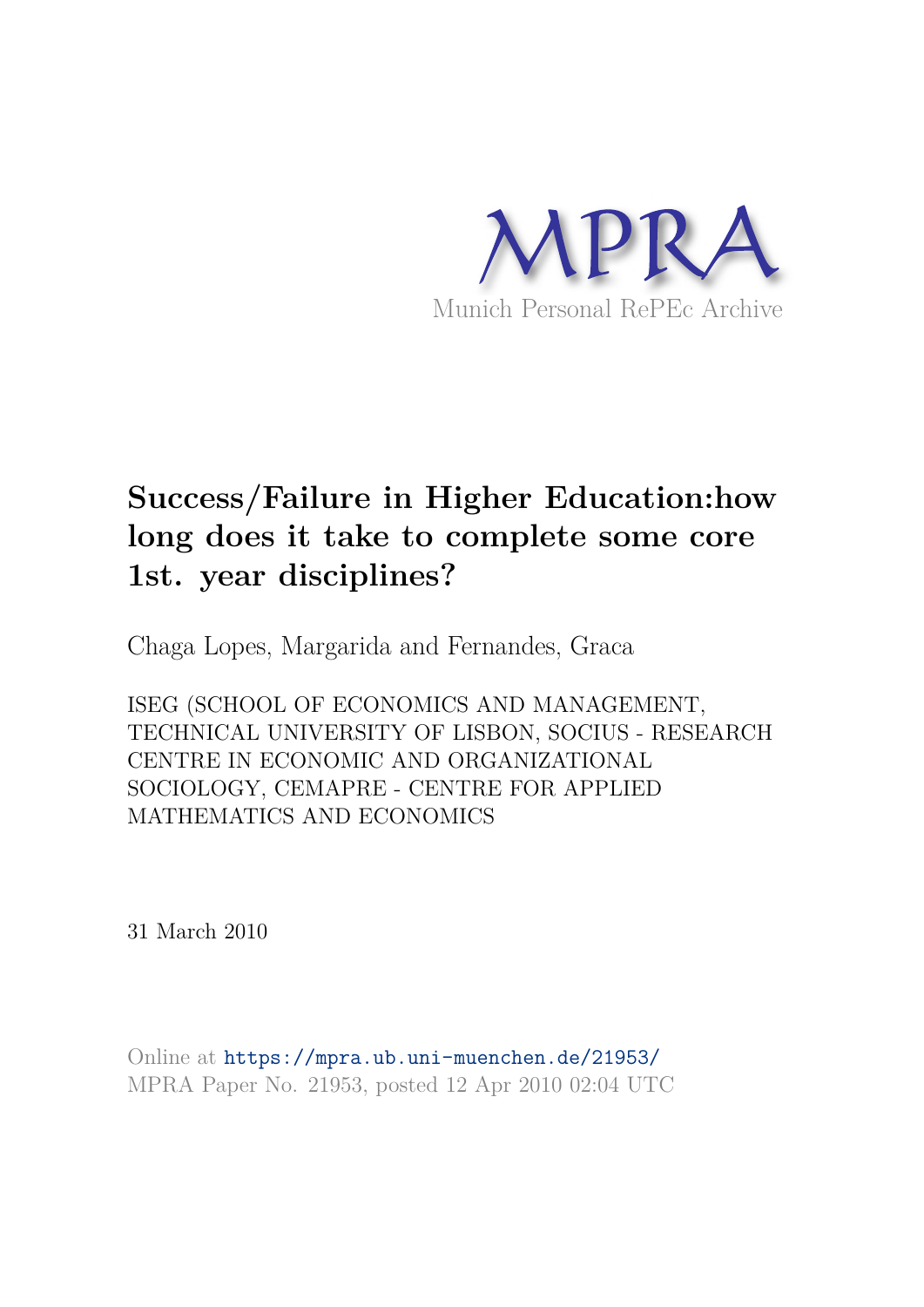MPRA

Munich Personal RePEc Archive

# Success/Failure in Higher Education:how long does it take to complete some core 1st. year disciplines?

Chaga Lopes, Margarida and Fernandes, Graca

ISEG (SCHOOL OF ECONOMICS AND MANAGEMENT, TECHNICAL UNIVERSITY OF LISBON, SOCIUS - RESEARCH CENTRE IN ECONOMIC AND ORGANIZATIONAL SOCIOLOGY, CEMAPRE - CENTRE FOR APPLIED MATHEMATICS AND ECONOMICS

31 March 2010

Online at https://mpra.ub.uni-muenchen.de/21953/

MPRA Paper No. 21953, posted 12 Apr 2010 02:04 UTC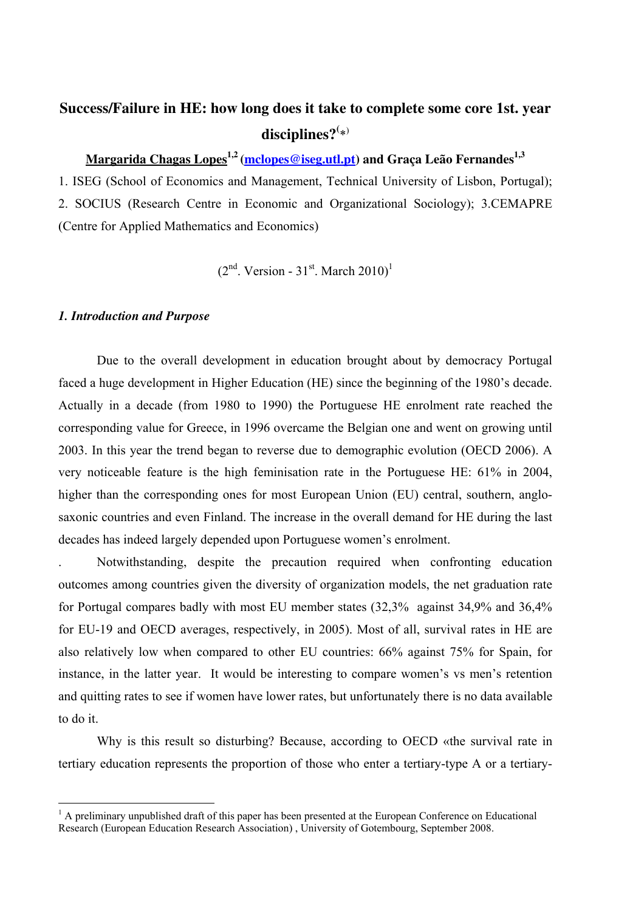# Success/Failure in HE: how long does it take to complete some core 1st. year disciplines?[(*)]

**Margarida Chagas Lopes[1,2] (mclopes@iseg.utl.pt) and Graça Leão Fernandes[1,3]**

1. ISEG (School of Economics and Management, Technical University of Lisbon, Portugal); 2. SOCIUS (Research Centre in Economic and Organizational Sociology); 3.CEMAPRE (Centre for Applied Mathematics and Economics)

(2nd. Version - 31st. March 2010)[1]

### *1. Introduction and Purpose*

Due to the overall development in education brought about by democracy Portugal faced a huge development in Higher Education (HE) since the beginning of the 1980's decade. Actually in a decade (from 1980 to 1990) the Portuguese HE enrolment rate reached the corresponding value for Greece, in 1996 overcame the Belgian one and went on growing until 2003. In this year the trend began to reverse due to demographic evolution (OECD 2006). A very noticeable feature is the high feminisation rate in the Portuguese HE: 61% in 2004, higher than the corresponding ones for most European Union (EU) central, southern, anglo-saxonic countries and even Finland. The increase in the overall demand for HE during the last decades has indeed largely depended upon Portuguese women's enrolment.

. Notwithstanding, despite the precaution required when confronting education outcomes among countries given the diversity of organization models, the net graduation rate for Portugal compares badly with most EU member states (32,3% against 34,9% and 36,4% for EU-19 and OECD averages, respectively, in 2005). Most of all, survival rates in HE are also relatively low when compared to other EU countries: 66% against 75% for Spain, for instance, in the latter year. It would be interesting to compare women's vs men's retention and quitting rates to see if women have lower rates, but unfortunately there is no data available to do it.

Why is this result so disturbing? Because, according to OECD «the survival rate in tertiary education represents the proportion of those who enter a tertiary-type A or a tertiary-

[1] A preliminary unpublished draft of this paper has been presented at the European Conference on Educational Research (European Education Research Association) , University of Gotembourg, September 2008.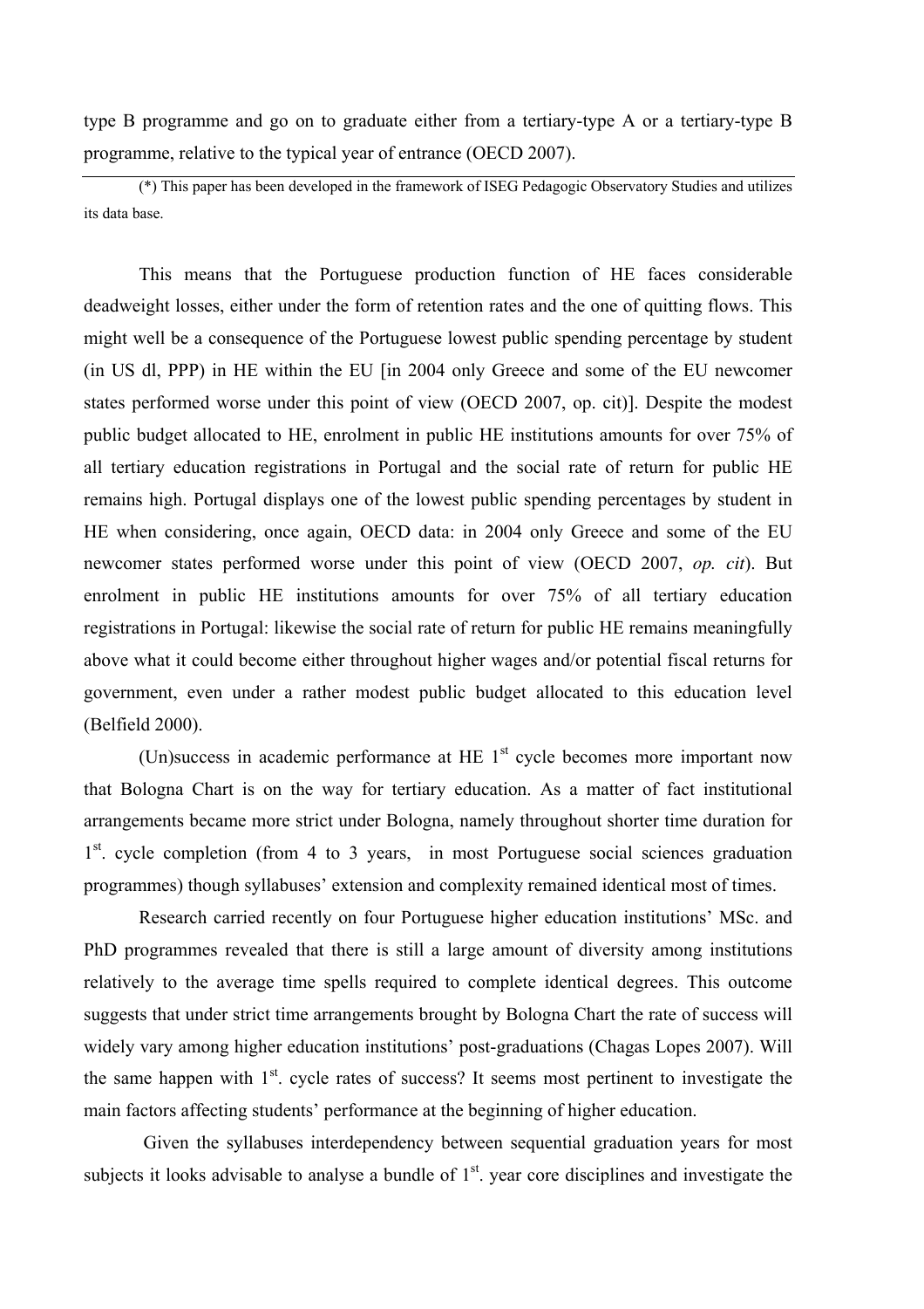type B programme and go on to graduate either from a tertiary-type A or a tertiary-type B programme, relative to the typical year of entrance (OECD 2007).

(*) This paper has been developed in the framework of ISEG Pedagogic Observatory Studies and utilizes its data base.

This means that the Portuguese production function of HE faces considerable deadweight losses, either under the form of retention rates and the one of quitting flows. This might well be a consequence of the Portuguese lowest public spending percentage by student (in US dl, PPP) in HE within the EU [in 2004 only Greece and some of the EU newcomer states performed worse under this point of view (OECD 2007, op. cit)]. Despite the modest public budget allocated to HE, enrolment in public HE institutions amounts for over 75% of all tertiary education registrations in Portugal and the social rate of return for public HE remains high. Portugal displays one of the lowest public spending percentages by student in HE when considering, once again, OECD data: in 2004 only Greece and some of the EU newcomer states performed worse under this point of view (OECD 2007, *op. cit*). But enrolment in public HE institutions amounts for over 75% of all tertiary education registrations in Portugal: likewise the social rate of return for public HE remains meaningfully above what it could become either throughout higher wages and/or potential fiscal returns for government, even under a rather modest public budget allocated to this education level (Belfield 2000).

(Un)success in academic performance at HE 1st cycle becomes more important now that Bologna Chart is on the way for tertiary education. As a matter of fact institutional arrangements became more strict under Bologna, namely throughout shorter time duration for 1st. cycle completion (from 4 to 3 years, in most Portuguese social sciences graduation programmes) though syllabuses' extension and complexity remained identical most of times.

Research carried recently on four Portuguese higher education institutions' MSc. and PhD programmes revealed that there is still a large amount of diversity among institutions relatively to the average time spells required to complete identical degrees. This outcome suggests that under strict time arrangements brought by Bologna Chart the rate of success will widely vary among higher education institutions' post-graduations (Chagas Lopes 2007). Will the same happen with 1st. cycle rates of success? It seems most pertinent to investigate the main factors affecting students' performance at the beginning of higher education.

Given the syllabuses interdependency between sequential graduation years for most subjects it looks advisable to analyse a bundle of 1st. year core disciplines and investigate the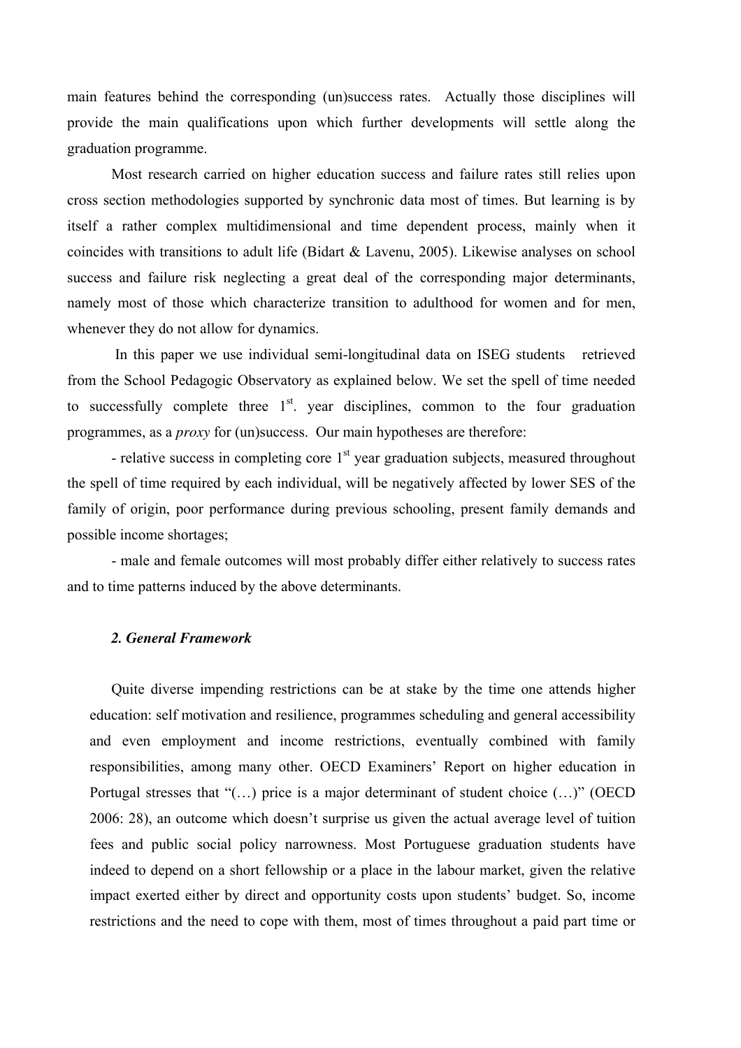main features behind the corresponding (un)success rates. Actually those disciplines will provide the main qualifications upon which further developments will settle along the graduation programme.

Most research carried on higher education success and failure rates still relies upon cross section methodologies supported by synchronic data most of times. But learning is by itself a rather complex multidimensional and time dependent process, mainly when it coincides with transitions to adult life (Bidart & Lavenu, 2005). Likewise analyses on school success and failure risk neglecting a great deal of the corresponding major determinants, namely most of those which characterize transition to adulthood for women and for men, whenever they do not allow for dynamics.

In this paper we use individual semi-longitudinal data on ISEG students retrieved from the School Pedagogic Observatory as explained below. We set the spell of time needed to successfully complete three 1st. year disciplines, common to the four graduation programmes, as a *proxy* for (un)success. Our main hypotheses are therefore:

- relative success in completing core 1st year graduation subjects, measured throughout the spell of time required by each individual, will be negatively affected by lower SES of the family of origin, poor performance during previous schooling, present family demands and possible income shortages;

- male and female outcomes will most probably differ either relatively to success rates and to time patterns induced by the above determinants.

### *2. General Framework*

Quite diverse impending restrictions can be at stake by the time one attends higher education: self motivation and resilience, programmes scheduling and general accessibility and even employment and income restrictions, eventually combined with family responsibilities, among many other. OECD Examiners' Report on higher education in Portugal stresses that "(…) price is a major determinant of student choice (…)" (OECD 2006: 28), an outcome which doesn't surprise us given the actual average level of tuition fees and public social policy narrowness. Most Portuguese graduation students have indeed to depend on a short fellowship or a place in the labour market, given the relative impact exerted either by direct and opportunity costs upon students' budget. So, income restrictions and the need to cope with them, most of times throughout a paid part time or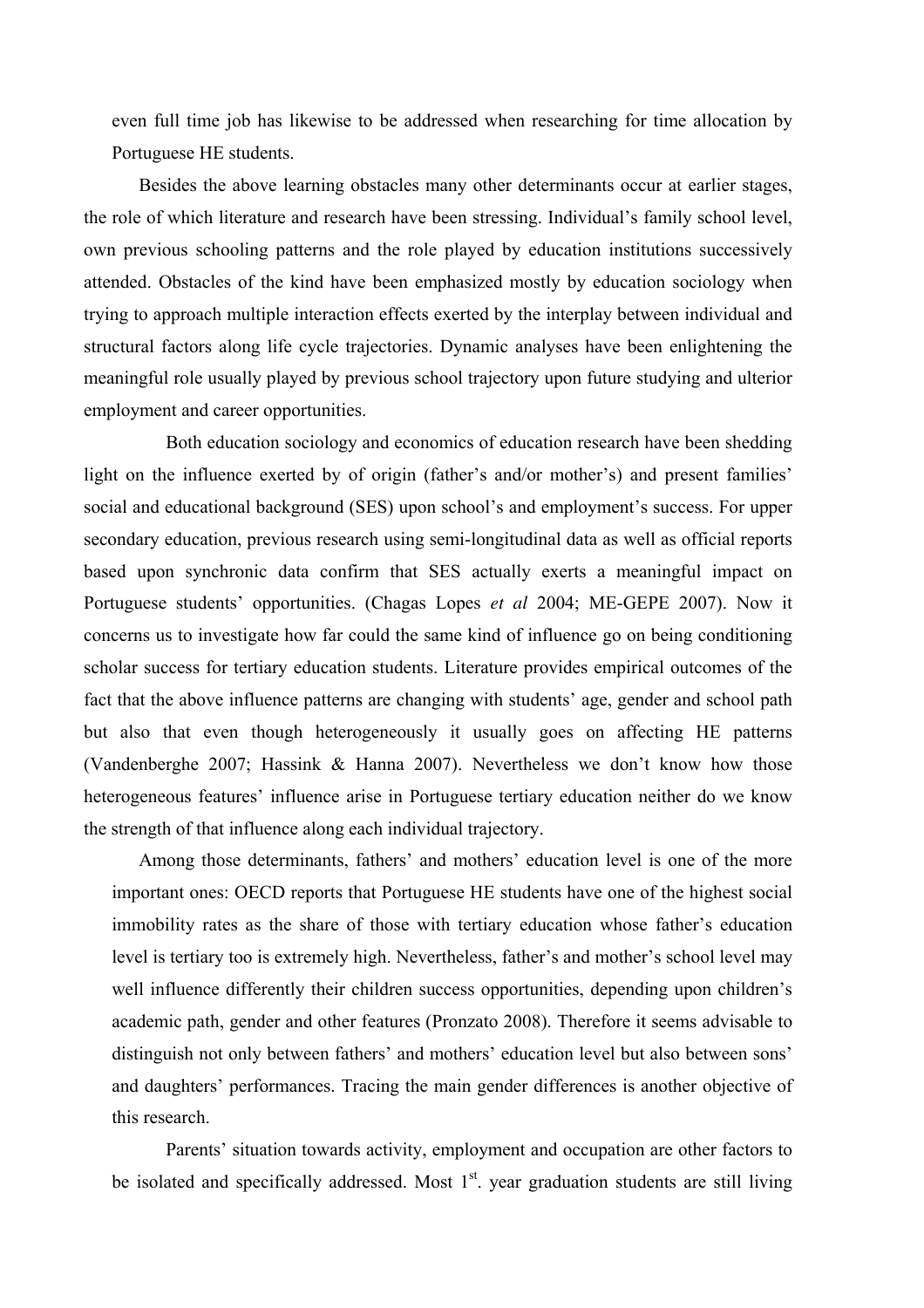even full time job has likewise to be addressed when researching for time allocation by Portuguese HE students.

Besides the above learning obstacles many other determinants occur at earlier stages, the role of which literature and research have been stressing. Individual's family school level, own previous schooling patterns and the role played by education institutions successively attended. Obstacles of the kind have been emphasized mostly by education sociology when trying to approach multiple interaction effects exerted by the interplay between individual and structural factors along life cycle trajectories. Dynamic analyses have been enlightening the meaningful role usually played by previous school trajectory upon future studying and ulterior employment and career opportunities.

Both education sociology and economics of education research have been shedding light on the influence exerted by of origin (father's and/or mother's) and present families' social and educational background (SES) upon school's and employment's success. For upper secondary education, previous research using semi-longitudinal data as well as official reports based upon synchronic data confirm that SES actually exerts a meaningful impact on Portuguese students' opportunities. (Chagas Lopes *et al* 2004; ME-GEPE 2007). Now it concerns us to investigate how far could the same kind of influence go on being conditioning scholar success for tertiary education students. Literature provides empirical outcomes of the fact that the above influence patterns are changing with students' age, gender and school path but also that even though heterogeneously it usually goes on affecting HE patterns (Vandenberghe 2007; Hassink & Hanna 2007). Nevertheless we don't know how those heterogeneous features' influence arise in Portuguese tertiary education neither do we know the strength of that influence along each individual trajectory.

Among those determinants, fathers' and mothers' education level is one of the more important ones: OECD reports that Portuguese HE students have one of the highest social immobility rates as the share of those with tertiary education whose father's education level is tertiary too is extremely high. Nevertheless, father's and mother's school level may well influence differently their children success opportunities, depending upon children's academic path, gender and other features (Pronzato 2008). Therefore it seems advisable to distinguish not only between fathers' and mothers' education level but also between sons' and daughters' performances. Tracing the main gender differences is another objective of this research.

Parents' situation towards activity, employment and occupation are other factors to be isolated and specifically addressed. Most 1st. year graduation students are still living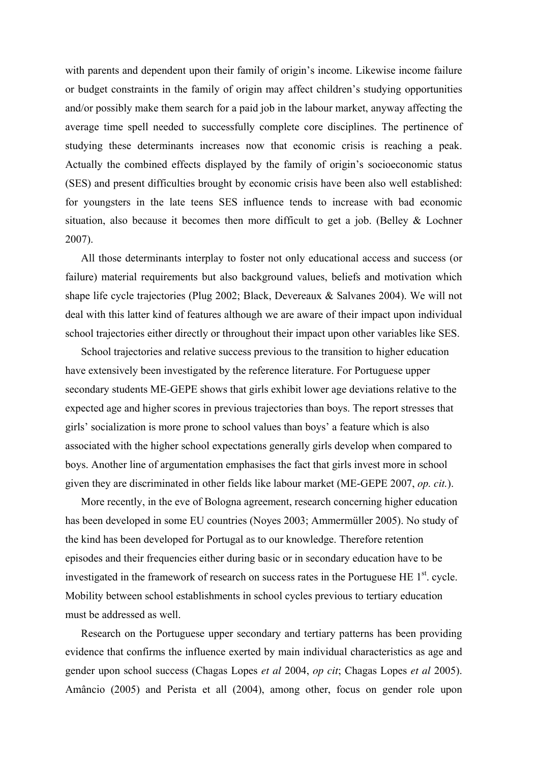with parents and dependent upon their family of origin's income. Likewise income failure or budget constraints in the family of origin may affect children's studying opportunities and/or possibly make them search for a paid job in the labour market, anyway affecting the average time spell needed to successfully complete core disciplines. The pertinence of studying these determinants increases now that economic crisis is reaching a peak. Actually the combined effects displayed by the family of origin's socioeconomic status (SES) and present difficulties brought by economic crisis have been also well established: for youngsters in the late teens SES influence tends to increase with bad economic situation, also because it becomes then more difficult to get a job. (Belley & Lochner 2007).

All those determinants interplay to foster not only educational access and success (or failure) material requirements but also background values, beliefs and motivation which shape life cycle trajectories (Plug 2002; Black, Devereaux & Salvanes 2004). We will not deal with this latter kind of features although we are aware of their impact upon individual school trajectories either directly or throughout their impact upon other variables like SES.

School trajectories and relative success previous to the transition to higher education have extensively been investigated by the reference literature. For Portuguese upper secondary students ME-GEPE shows that girls exhibit lower age deviations relative to the expected age and higher scores in previous trajectories than boys. The report stresses that girls' socialization is more prone to school values than boys' a feature which is also associated with the higher school expectations generally girls develop when compared to boys. Another line of argumentation emphasises the fact that girls invest more in school given they are discriminated in other fields like labour market (ME-GEPE 2007, *op. cit.*).

More recently, in the eve of Bologna agreement, research concerning higher education has been developed in some EU countries (Noyes 2003; Ammermüller 2005). No study of the kind has been developed for Portugal as to our knowledge. Therefore retention episodes and their frequencies either during basic or in secondary education have to be investigated in the framework of research on success rates in the Portuguese HE 1st. cycle. Mobility between school establishments in school cycles previous to tertiary education must be addressed as well.

Research on the Portuguese upper secondary and tertiary patterns has been providing evidence that confirms the influence exerted by main individual characteristics as age and gender upon school success (Chagas Lopes *et al* 2004, *op cit*; Chagas Lopes *et al* 2005). Amâncio (2005) and Perista et all (2004), among other, focus on gender role upon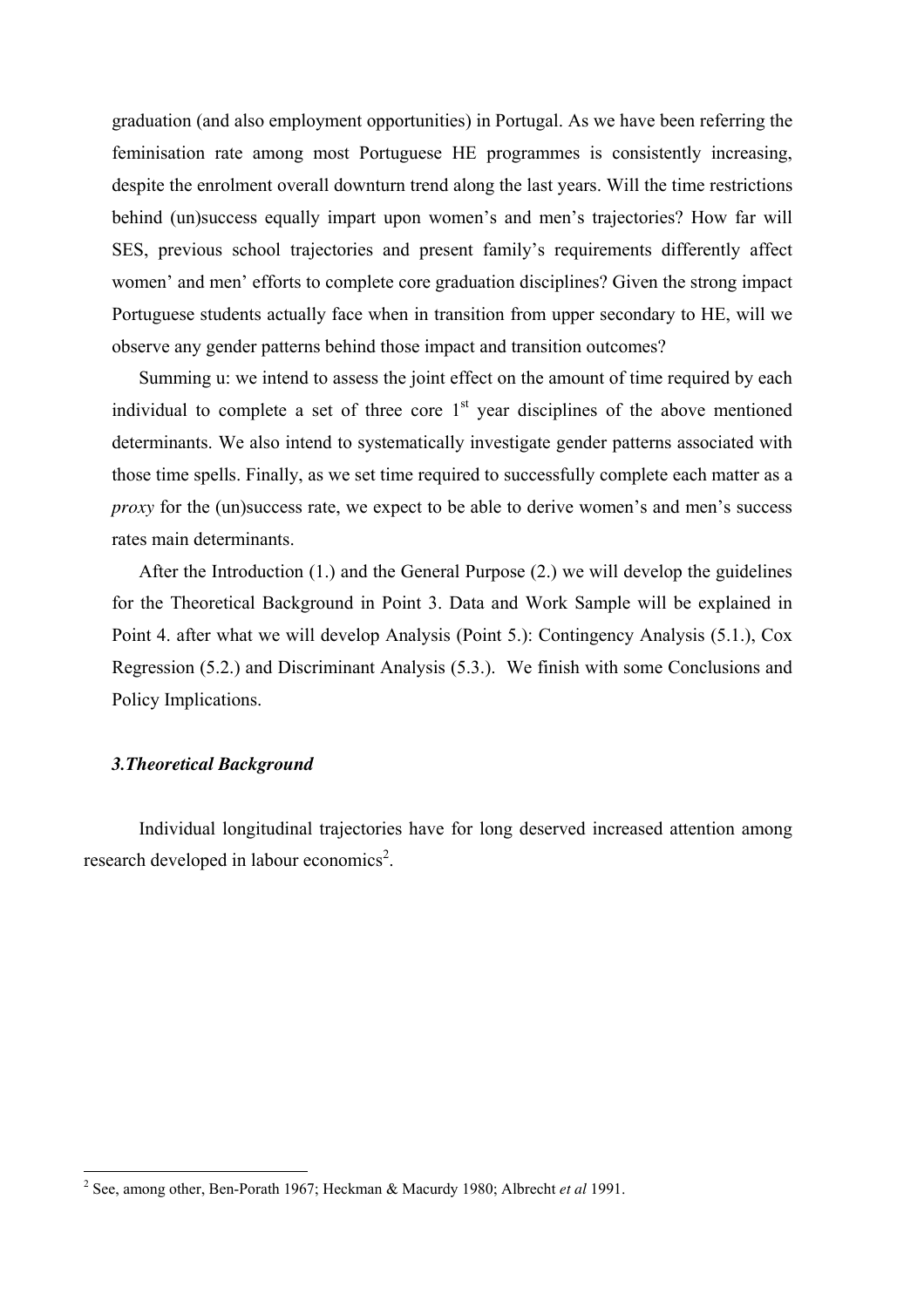graduation (and also employment opportunities) in Portugal. As we have been referring the feminisation rate among most Portuguese HE programmes is consistently increasing, despite the enrolment overall downturn trend along the last years. Will the time restrictions behind (un)success equally impart upon women's and men's trajectories? How far will SES, previous school trajectories and present family's requirements differently affect women' and men' efforts to complete core graduation disciplines? Given the strong impact Portuguese students actually face when in transition from upper secondary to HE, will we observe any gender patterns behind those impact and transition outcomes?

Summing u: we intend to assess the joint effect on the amount of time required by each individual to complete a set of three core 1st year disciplines of the above mentioned determinants. We also intend to systematically investigate gender patterns associated with those time spells. Finally, as we set time required to successfully complete each matter as a *proxy* for the (un)success rate, we expect to be able to derive women's and men's success rates main determinants.

After the Introduction (1.) and the General Purpose (2.) we will develop the guidelines for the Theoretical Background in Point 3. Data and Work Sample will be explained in Point 4. after what we will develop Analysis (Point 5.): Contingency Analysis (5.1.), Cox Regression (5.2.) and Discriminant Analysis (5.3.). We finish with some Conclusions and Policy Implications.

### *3.Theoretical Background*

Individual longitudinal trajectories have for long deserved increased attention among research developed in labour economics[2].

[2] See, among other, Ben-Porath 1967; Heckman & Macurdy 1980; Albrecht *et al* 1991.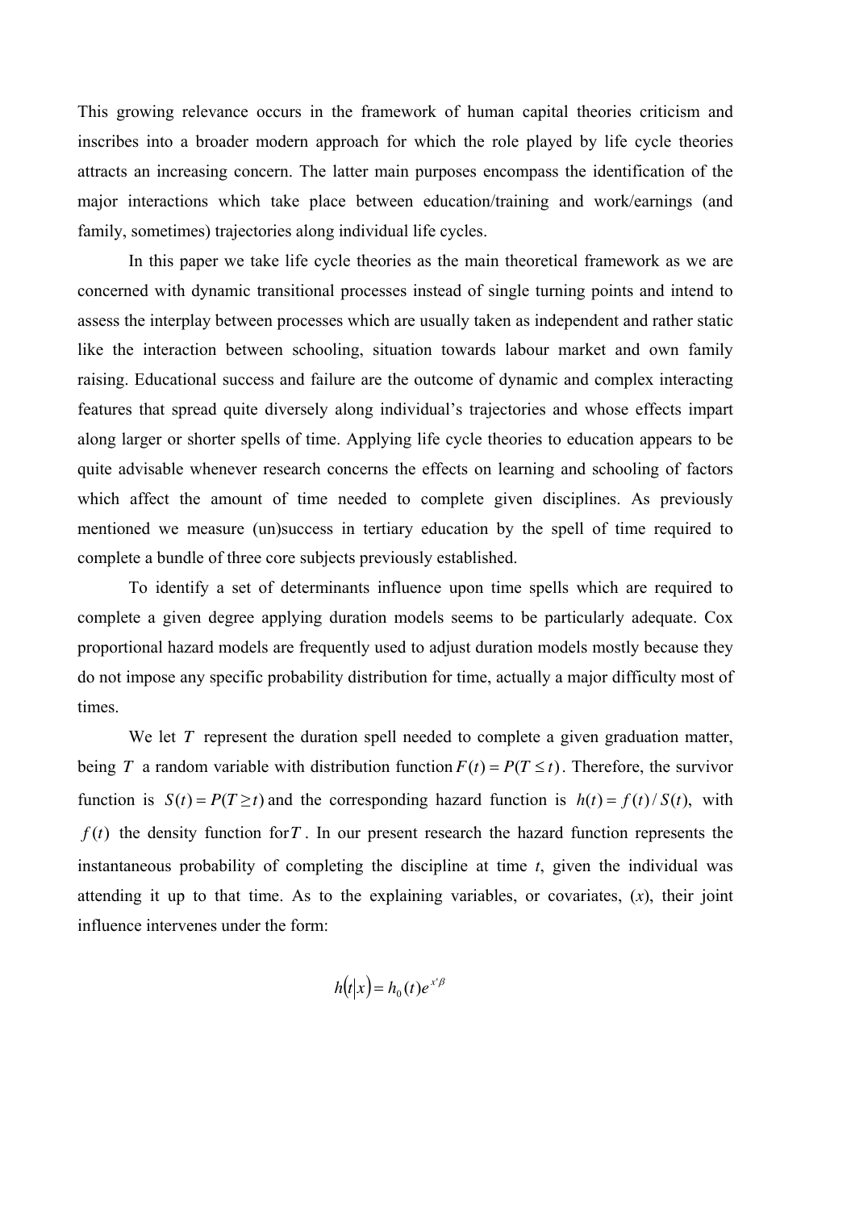This growing relevance occurs in the framework of human capital theories criticism and inscribes into a broader modern approach for which the role played by life cycle theories attracts an increasing concern. The latter main purposes encompass the identification of the major interactions which take place between education/training and work/earnings (and family, sometimes) trajectories along individual life cycles.

In this paper we take life cycle theories as the main theoretical framework as we are concerned with dynamic transitional processes instead of single turning points and intend to assess the interplay between processes which are usually taken as independent and rather static like the interaction between schooling, situation towards labour market and own family raising. Educational success and failure are the outcome of dynamic and complex interacting features that spread quite diversely along individual's trajectories and whose effects impart along larger or shorter spells of time. Applying life cycle theories to education appears to be quite advisable whenever research concerns the effects on learning and schooling of factors which affect the amount of time needed to complete given disciplines. As previously mentioned we measure (un)success in tertiary education by the spell of time required to complete a bundle of three core subjects previously established.

To identify a set of determinants influence upon time spells which are required to complete a given degree applying duration models seems to be particularly adequate. Cox proportional hazard models are frequently used to adjust duration models mostly because they do not impose any specific probability distribution for time, actually a major difficulty most of times.

We let $T$ represent the duration spell needed to complete a given graduation matter, being $T$ a random variable with distribution function $F(t) = P(T \leq t)$. Therefore, the survivor function is $S(t) = P(T \geq t)$ and the corresponding hazard function is $h(t) = f(t)/S(t)$, with $f(t)$ the density function for $T$. In our present research the hazard function represents the instantaneous probability of completing the discipline at time *t*, given the individual was attending it up to that time. As to the explaining variables, or covariates, (*x*), their joint influence intervenes under the form:

$$h(t|x) = h_0(t)e^{x'\beta}$$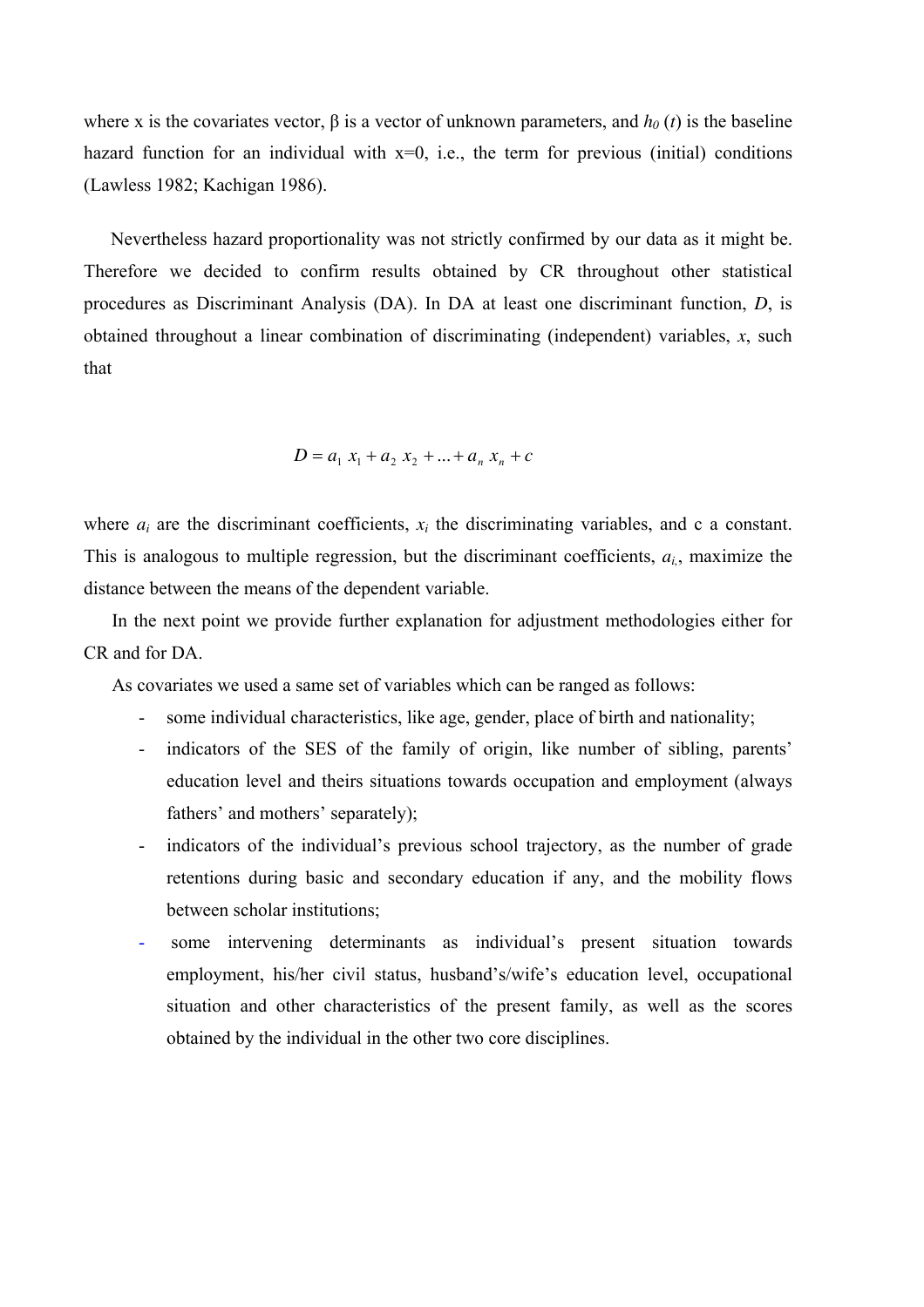where x is the covariates vector, β is a vector of unknown parameters, and $h_0(t)$ is the baseline hazard function for an individual with x=0, i.e., the term for previous (initial) conditions (Lawless 1982; Kachigan 1986).

Nevertheless hazard proportionality was not strictly confirmed by our data as it might be. Therefore we decided to confirm results obtained by CR throughout other statistical procedures as Discriminant Analysis (DA). In DA at least one discriminant function, *D*, is obtained throughout a linear combination of discriminating (independent) variables, *x*, such that

$$D = a_1 x_1 + a_2 x_2 + ... + a_n x_n + c$$

where $a_i$ are the discriminant coefficients, $x_i$ the discriminating variables, and c a constant. This is analogous to multiple regression, but the discriminant coefficients, $a_{i,}$, maximize the distance between the means of the dependent variable.

In the next point we provide further explanation for adjustment methodologies either for CR and for DA.

As covariates we used a same set of variables which can be ranged as follows:

- some individual characteristics, like age, gender, place of birth and nationality;
- indicators of the SES of the family of origin, like number of sibling, parents' education level and theirs situations towards occupation and employment (always fathers' and mothers' separately);
- indicators of the individual's previous school trajectory, as the number of grade retentions during basic and secondary education if any, and the mobility flows between scholar institutions;
- some intervening determinants as individual's present situation towards employment, his/her civil status, husband's/wife's education level, occupational situation and other characteristics of the present family, as well as the scores obtained by the individual in the other two core disciplines.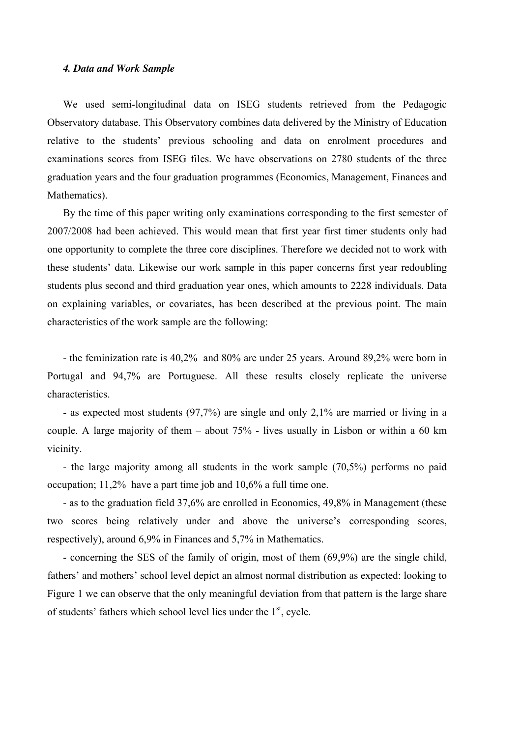### *4. Data and Work Sample*

We used semi-longitudinal data on ISEG students retrieved from the Pedagogic Observatory database. This Observatory combines data delivered by the Ministry of Education relative to the students' previous schooling and data on enrolment procedures and examinations scores from ISEG files. We have observations on 2780 students of the three graduation years and the four graduation programmes (Economics, Management, Finances and Mathematics).

By the time of this paper writing only examinations corresponding to the first semester of 2007/2008 had been achieved. This would mean that first year first timer students only had one opportunity to complete the three core disciplines. Therefore we decided not to work with these students' data. Likewise our work sample in this paper concerns first year redoubling students plus second and third graduation year ones, which amounts to 2228 individuals. Data on explaining variables, or covariates, has been described at the previous point. The main characteristics of the work sample are the following:

- the feminization rate is 40,2% and 80% are under 25 years. Around 89,2% were born in Portugal and 94,7% are Portuguese. All these results closely replicate the universe characteristics.
- as expected most students (97,7%) are single and only 2,1% are married or living in a couple. A large majority of them – about 75% - lives usually in Lisbon or within a 60 km vicinity.
- the large majority among all students in the work sample (70,5%) performs no paid occupation; 11,2% have a part time job and 10,6% a full time one.
- as to the graduation field 37,6% are enrolled in Economics, 49,8% in Management (these two scores being relatively under and above the universe's corresponding scores, respectively), around 6,9% in Finances and 5,7% in Mathematics.
- concerning the SES of the family of origin, most of them (69,9%) are the single child, fathers' and mothers' school level depict an almost normal distribution as expected: looking to Figure 1 we can observe that the only meaningful deviation from that pattern is the large share of students' fathers which school level lies under the 1st, cycle.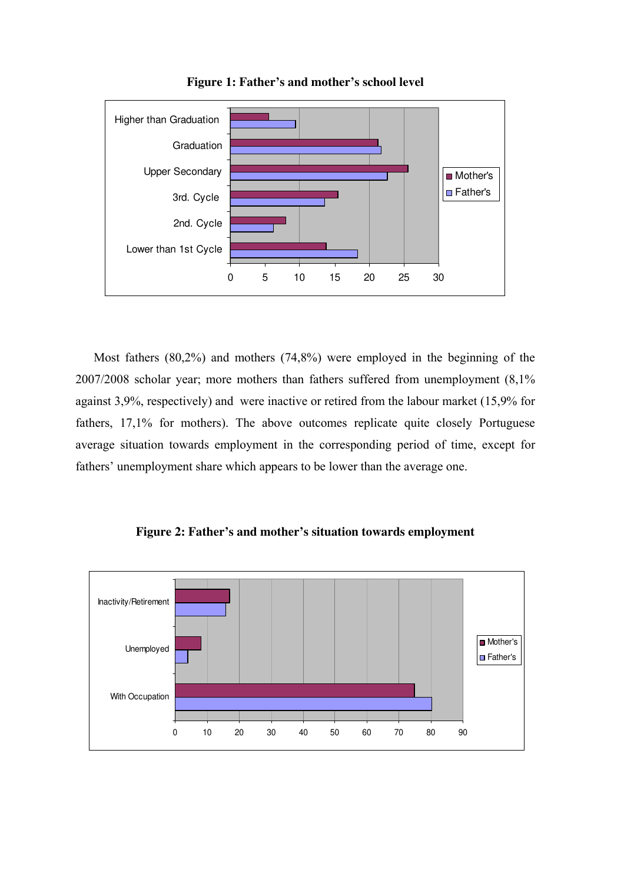**Figure 1: Father's and mother's school level**

Higher than Graduation
Graduation
Upper Secondary
3rd. Cycle
2nd. Cycle
Lower than 1st Cycle

0 5 10 15 20 25 30

Mother's
Father's

Most fathers (80,2%) and mothers (74,8%) were employed in the beginning of the 2007/2008 scholar year; more mothers than fathers suffered from unemployment (8,1% against 3,9%, respectively) and were inactive or retired from the labour market (15,9% for fathers, 17,1% for mothers). The above outcomes replicate quite closely Portuguese average situation towards employment in the corresponding period of time, except for fathers' unemployment share which appears to be lower than the average one.

**Figure 2: Father's and mother's situation towards employment**

Inactivity/Retirement
Unemployed
With Occupation

0 10 20 30 40 50 60 70 80 90

Mother's
Father's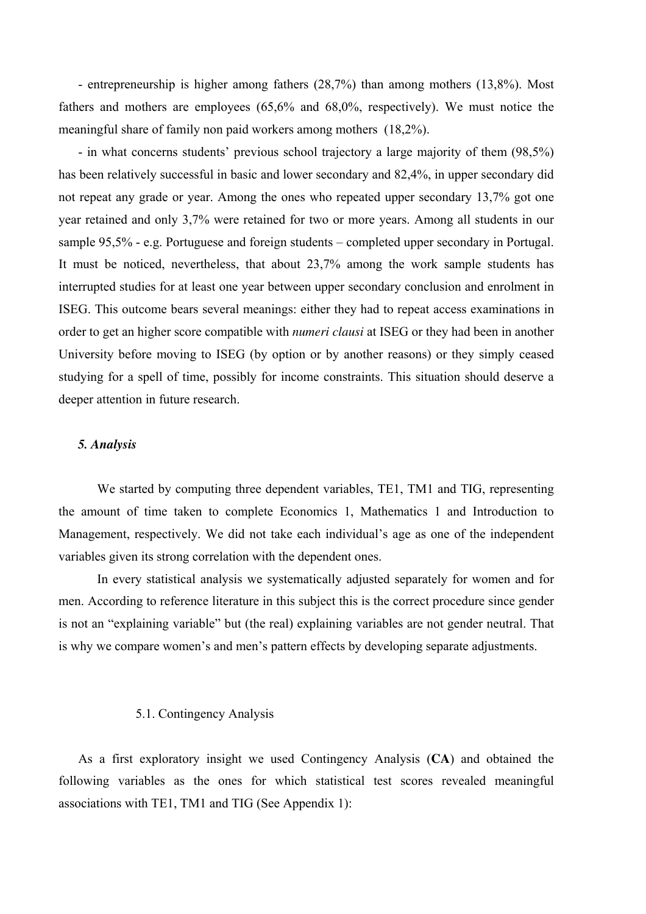- entrepreneurship is higher among fathers (28,7%) than among mothers (13,8%). Most fathers and mothers are employees (65,6% and 68,0%, respectively). We must notice the meaningful share of family non paid workers among mothers (18,2%).

- in what concerns students' previous school trajectory a large majority of them (98,5%) has been relatively successful in basic and lower secondary and 82,4%, in upper secondary did not repeat any grade or year. Among the ones who repeated upper secondary 13,7% got one year retained and only 3,7% were retained for two or more years. Among all students in our sample 95,5% - e.g. Portuguese and foreign students – completed upper secondary in Portugal. It must be noticed, nevertheless, that about 23,7% among the work sample students has interrupted studies for at least one year between upper secondary conclusion and enrolment in ISEG. This outcome bears several meanings: either they had to repeat access examinations in order to get an higher score compatible with *numeri clausi* at ISEG or they had been in another University before moving to ISEG (by option or by another reasons) or they simply ceased studying for a spell of time, possibly for income constraints. This situation should deserve a deeper attention in future research.

## *5. Analysis*

We started by computing three dependent variables, TE1, TM1 and TIG, representing the amount of time taken to complete Economics 1, Mathematics 1 and Introduction to Management, respectively. We did not take each individual's age as one of the independent variables given its strong correlation with the dependent ones.

In every statistical analysis we systematically adjusted separately for women and for men. According to reference literature in this subject this is the correct procedure since gender is not an "explaining variable" but (the real) explaining variables are not gender neutral. That is why we compare women's and men's pattern effects by developing separate adjustments.

### 5.1. Contingency Analysis

As a first exploratory insight we used Contingency Analysis (**CA**) and obtained the following variables as the ones for which statistical test scores revealed meaningful associations with TE1, TM1 and TIG (See Appendix 1):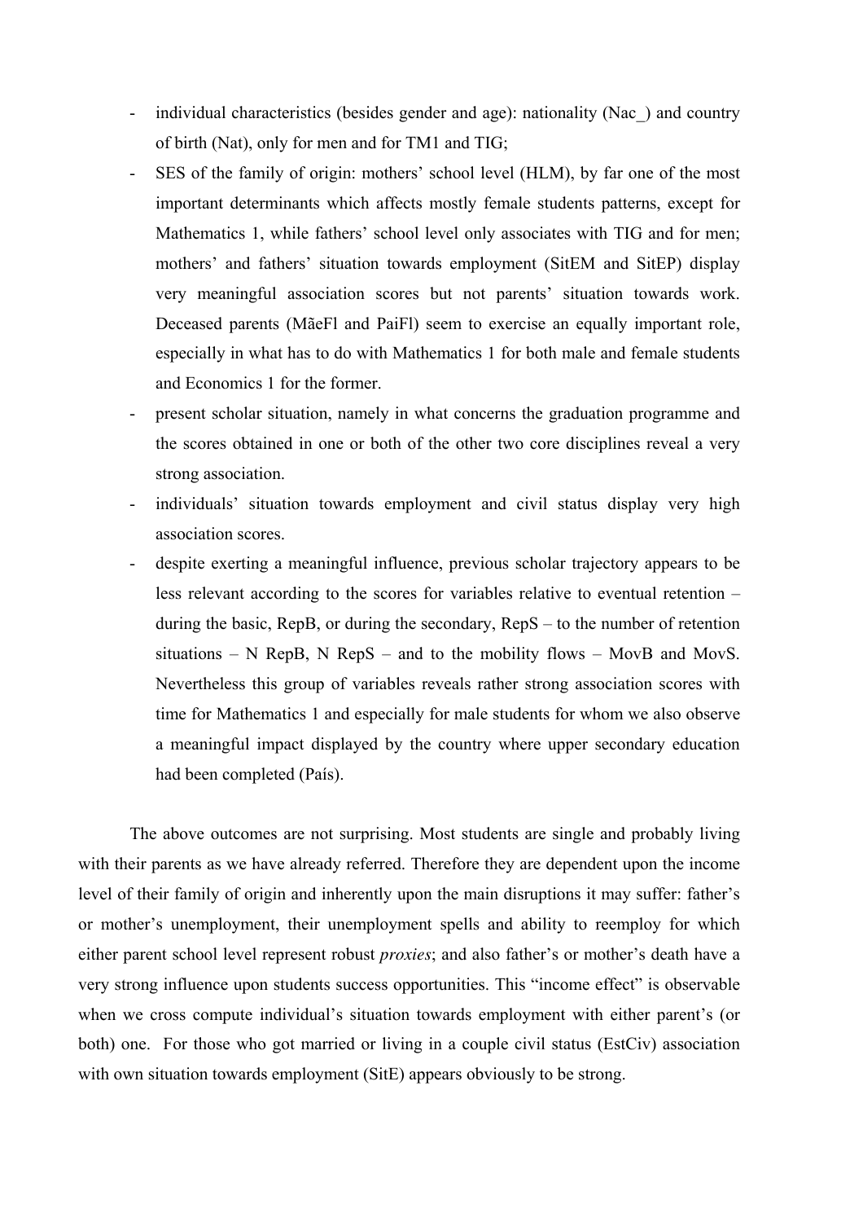- individual characteristics (besides gender and age): nationality (Nac_) and country of birth (Nat), only for men and for TM1 and TIG;
- SES of the family of origin: mothers' school level (HLM), by far one of the most important determinants which affects mostly female students patterns, except for Mathematics 1, while fathers' school level only associates with TIG and for men; mothers' and fathers' situation towards employment (SitEM and SitEP) display very meaningful association scores but not parents' situation towards work. Deceased parents (MãeFl and PaiFl) seem to exercise an equally important role, especially in what has to do with Mathematics 1 for both male and female students and Economics 1 for the former.
- present scholar situation, namely in what concerns the graduation programme and the scores obtained in one or both of the other two core disciplines reveal a very strong association.
- individuals' situation towards employment and civil status display very high association scores.
- despite exerting a meaningful influence, previous scholar trajectory appears to be less relevant according to the scores for variables relative to eventual retention – during the basic, RepB, or during the secondary, RepS – to the number of retention situations – N RepB, N RepS – and to the mobility flows – MovB and MovS. Nevertheless this group of variables reveals rather strong association scores with time for Mathematics 1 and especially for male students for whom we also observe a meaningful impact displayed by the country where upper secondary education had been completed (País).

The above outcomes are not surprising. Most students are single and probably living with their parents as we have already referred. Therefore they are dependent upon the income level of their family of origin and inherently upon the main disruptions it may suffer: father's or mother's unemployment, their unemployment spells and ability to reemploy for which either parent school level represent robust *proxies*; and also father's or mother's death have a very strong influence upon students success opportunities. This "income effect" is observable when we cross compute individual's situation towards employment with either parent's (or both) one. For those who got married or living in a couple civil status (EstCiv) association with own situation towards employment (SitE) appears obviously to be strong.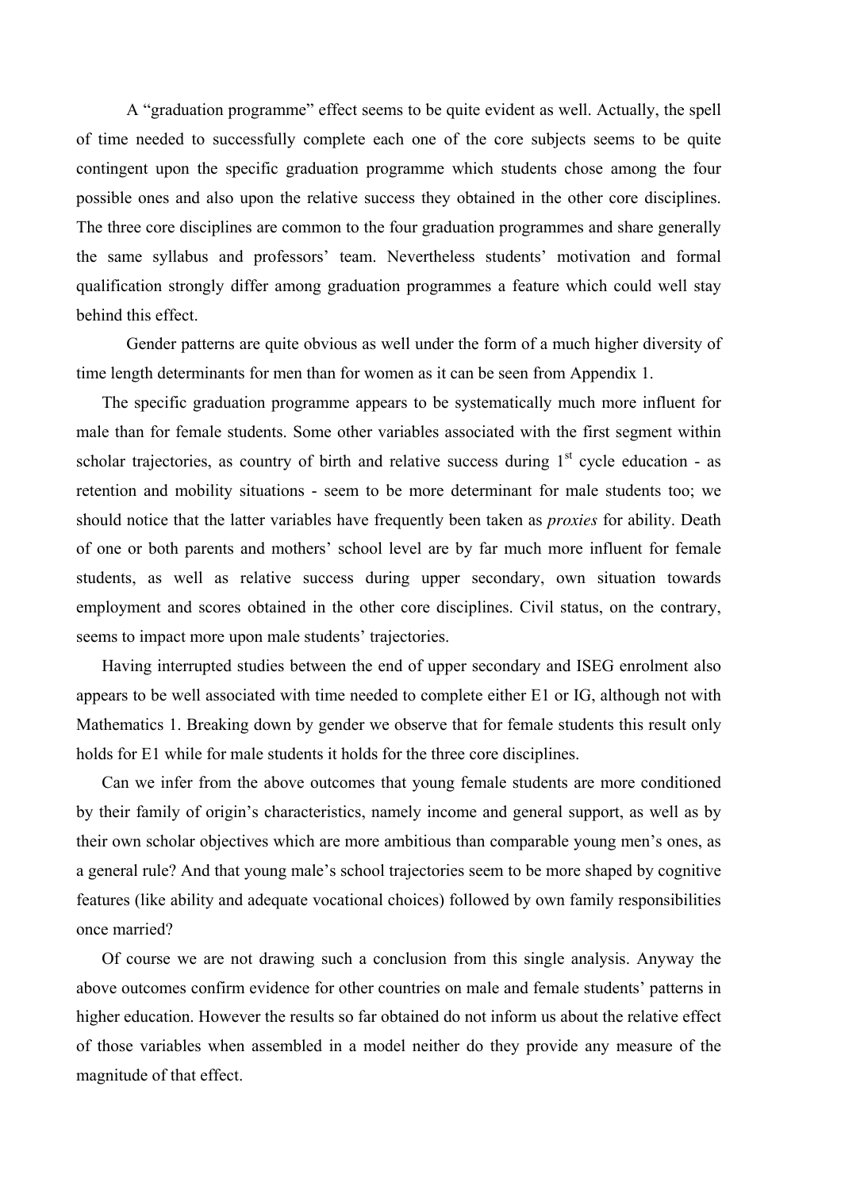A "graduation programme" effect seems to be quite evident as well. Actually, the spell of time needed to successfully complete each one of the core subjects seems to be quite contingent upon the specific graduation programme which students chose among the four possible ones and also upon the relative success they obtained in the other core disciplines. The three core disciplines are common to the four graduation programmes and share generally the same syllabus and professors' team. Nevertheless students' motivation and formal qualification strongly differ among graduation programmes a feature which could well stay behind this effect.

Gender patterns are quite obvious as well under the form of a much higher diversity of time length determinants for men than for women as it can be seen from Appendix 1.

The specific graduation programme appears to be systematically much more influent for male than for female students. Some other variables associated with the first segment within scholar trajectories, as country of birth and relative success during 1st cycle education - as retention and mobility situations - seem to be more determinant for male students too; we should notice that the latter variables have frequently been taken as *proxies* for ability. Death of one or both parents and mothers' school level are by far much more influent for female students, as well as relative success during upper secondary, own situation towards employment and scores obtained in the other core disciplines. Civil status, on the contrary, seems to impact more upon male students' trajectories.

Having interrupted studies between the end of upper secondary and ISEG enrolment also appears to be well associated with time needed to complete either E1 or IG, although not with Mathematics 1. Breaking down by gender we observe that for female students this result only holds for E1 while for male students it holds for the three core disciplines.

Can we infer from the above outcomes that young female students are more conditioned by their family of origin's characteristics, namely income and general support, as well as by their own scholar objectives which are more ambitious than comparable young men's ones, as a general rule? And that young male's school trajectories seem to be more shaped by cognitive features (like ability and adequate vocational choices) followed by own family responsibilities once married?

Of course we are not drawing such a conclusion from this single analysis. Anyway the above outcomes confirm evidence for other countries on male and female students' patterns in higher education. However the results so far obtained do not inform us about the relative effect of those variables when assembled in a model neither do they provide any measure of the magnitude of that effect.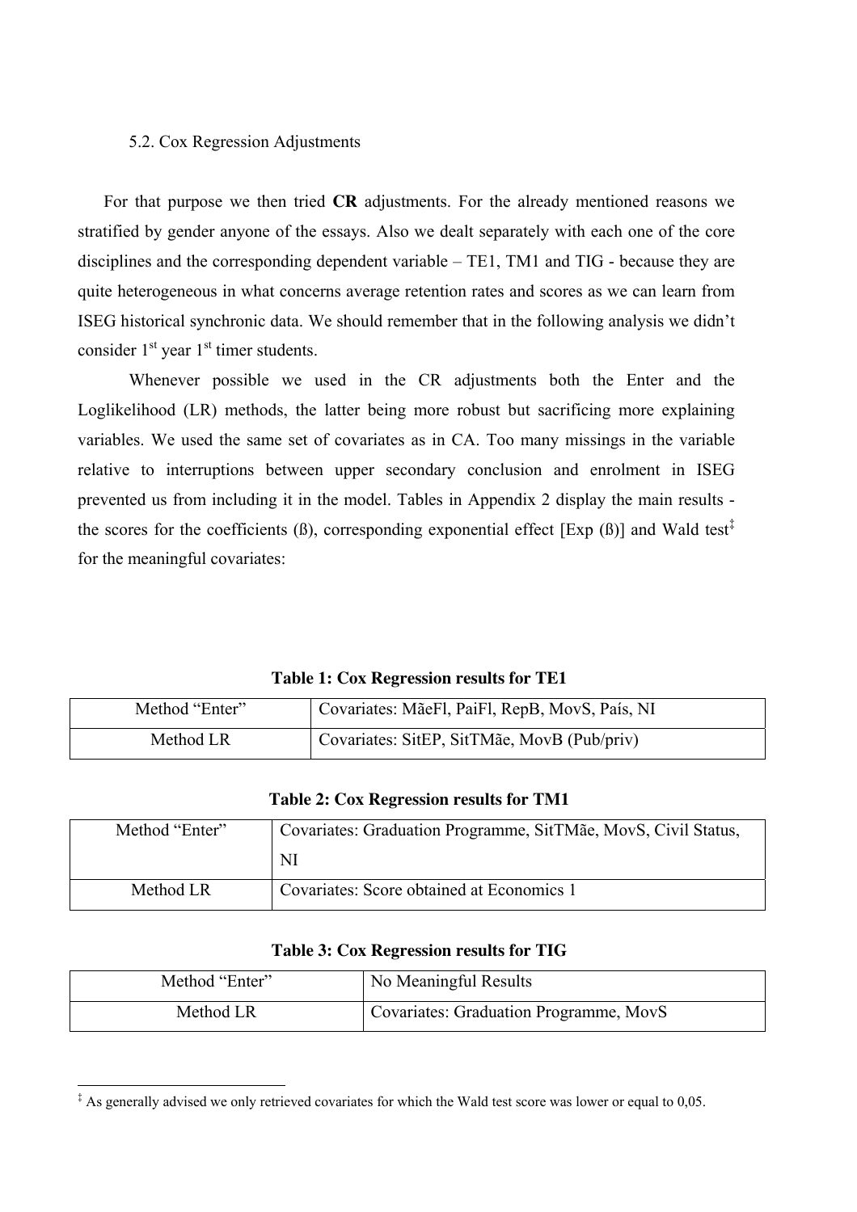### 5.2. Cox Regression Adjustments

For that purpose we then tried **CR** adjustments. For the already mentioned reasons we stratified by gender anyone of the essays. Also we dealt separately with each one of the core disciplines and the corresponding dependent variable – TE1, TM1 and TIG - because they are quite heterogeneous in what concerns average retention rates and scores as we can learn from ISEG historical synchronic data. We should remember that in the following analysis we didn't consider 1st year 1st timer students.

Whenever possible we used in the CR adjustments both the Enter and the Loglikelihood (LR) methods, the latter being more robust but sacrificing more explaining variables. We used the same set of covariates as in CA. Too many missings in the variable relative to interruptions between upper secondary conclusion and enrolment in ISEG prevented us from including it in the model. Tables in Appendix 2 display the main results - the scores for the coefficients (ß), corresponding exponential effect [Exp (ß)] and Wald test[‡] for the meaningful covariates:

**Table 1: Cox Regression results for TE1**

| | |
|---|---|
| Method "Enter" | Covariates: MãeFl, PaiFl, RepB, MovS, País, NI |
| Method LR | Covariates: SitEP, SitTMãe, MovB (Pub/priv) |

**Table 2: Cox Regression results for TM1**

| | |
|---|---|
| Method "Enter" | Covariates: Graduation Programme, SitTMãe, MovS, Civil Status, NI |
| Method LR | Covariates: Score obtained at Economics 1 |

**Table 3: Cox Regression results for TIG**

| | |
|---|---|
| Method "Enter" | No Meaningful Results |
| Method LR | Covariates: Graduation Programme, MovS |

[‡] As generally advised we only retrieved covariates for which the Wald test score was lower or equal to 0,05.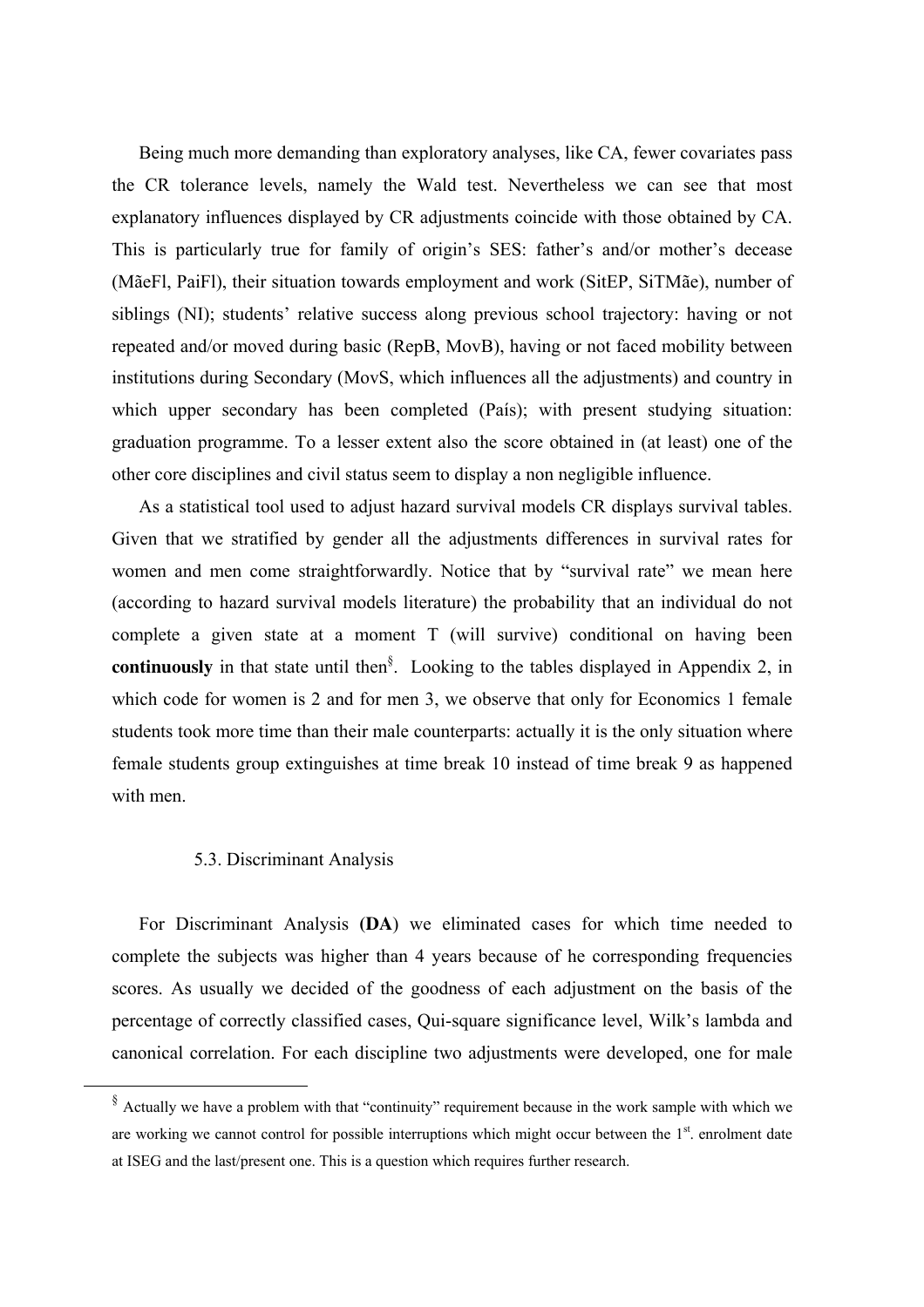Being much more demanding than exploratory analyses, like CA, fewer covariates pass the CR tolerance levels, namely the Wald test. Nevertheless we can see that most explanatory influences displayed by CR adjustments coincide with those obtained by CA. This is particularly true for family of origin's SES: father's and/or mother's decease (MãeFl, PaiFl), their situation towards employment and work (SitEP, SiTMãe), number of siblings (NI); students' relative success along previous school trajectory: having or not repeated and/or moved during basic (RepB, MovB), having or not faced mobility between institutions during Secondary (MovS, which influences all the adjustments) and country in which upper secondary has been completed (País); with present studying situation: graduation programme. To a lesser extent also the score obtained in (at least) one of the other core disciplines and civil status seem to display a non negligible influence.

As a statistical tool used to adjust hazard survival models CR displays survival tables. Given that we stratified by gender all the adjustments differences in survival rates for women and men come straightforwardly. Notice that by "survival rate" we mean here (according to hazard survival models literature) the probability that an individual do not complete a given state at a moment T (will survive) conditional on having been **continuously** in that state until then[§]. Looking to the tables displayed in Appendix 2, in which code for women is 2 and for men 3, we observe that only for Economics 1 female students took more time than their male counterparts: actually it is the only situation where female students group extinguishes at time break 10 instead of time break 9 as happened with men.

### 5.3. Discriminant Analysis

For Discriminant Analysis (**DA**) we eliminated cases for which time needed to complete the subjects was higher than 4 years because of he corresponding frequencies scores. As usually we decided of the goodness of each adjustment on the basis of the percentage of correctly classified cases, Qui-square significance level, Wilk's lambda and canonical correlation. For each discipline two adjustments were developed, one for male

[§] Actually we have a problem with that "continuity" requirement because in the work sample with which we are working we cannot control for possible interruptions which might occur between the 1st. enrolment date at ISEG and the last/present one. This is a question which requires further research.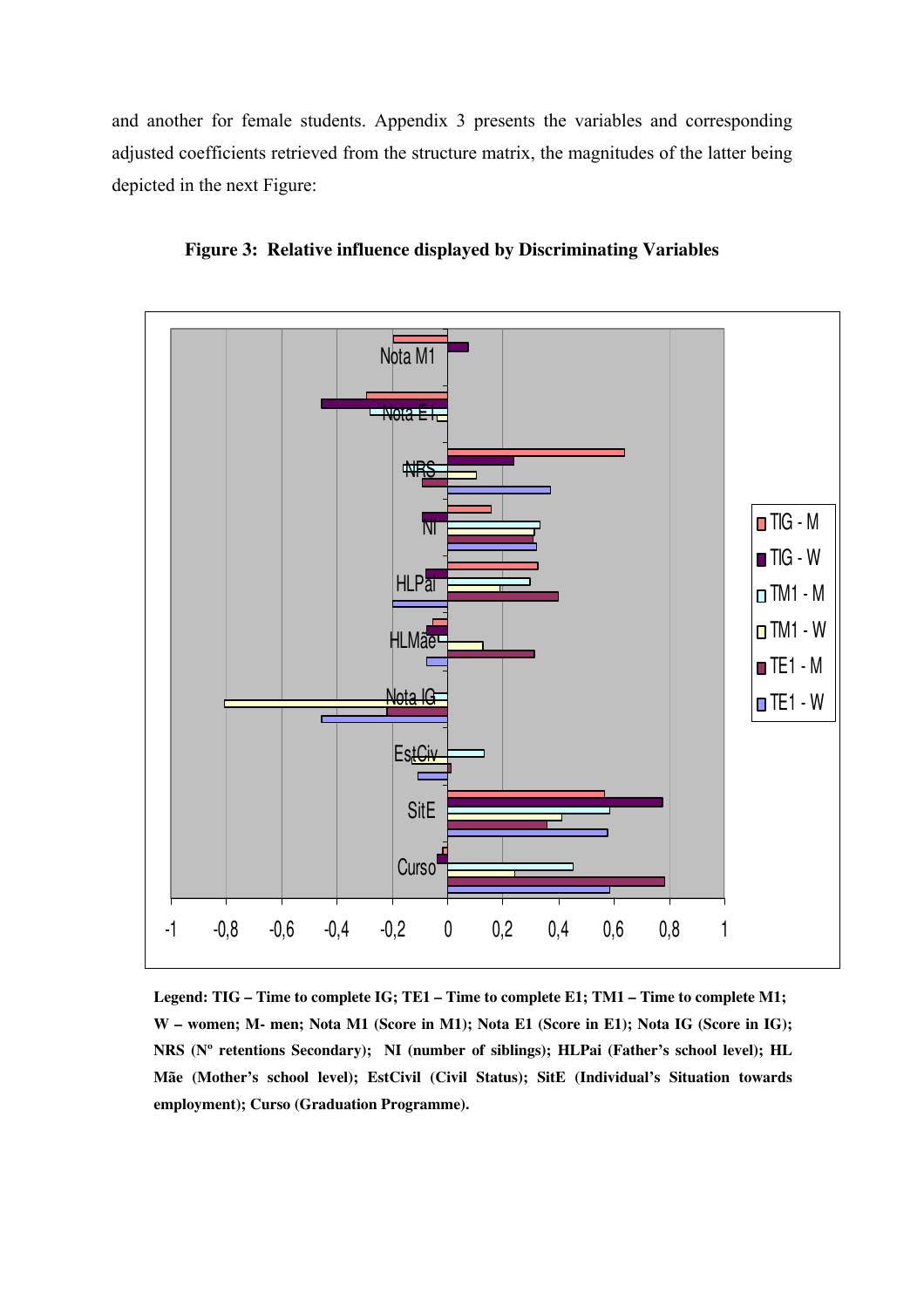and another for female students. Appendix 3 presents the variables and corresponding adjusted coefficients retrieved from the structure matrix, the magnitudes of the latter being depicted in the next Figure:

**Figure 3: Relative influence displayed by Discriminating Variables**

Nota M1
Nota E1
NRS
NI
HLPai
HLMãe
Nota IG
EstCiv
SitE
Curso

-1 -0,8 -0,6 -0,4 -0,2 0 0,2 0,4 0,6 0,8 1

TIG - M
TIG - W
TM1 - M
TM1 - W
TE1 - M
TE1 - W

**Legend: TIG – Time to complete IG; TE1 – Time to complete E1; TM1 – Time to complete M1; W – women; M- men; Nota M1 (Score in M1); Nota E1 (Score in E1); Nota IG (Score in IG); NRS (Nº retentions Secondary); NI (number of siblings); HLPai (Father's school level); HL Mãe (Mother's school level); EstCivil (Civil Status); SitE (Individual's Situation towards employment); Curso (Graduation Programme).**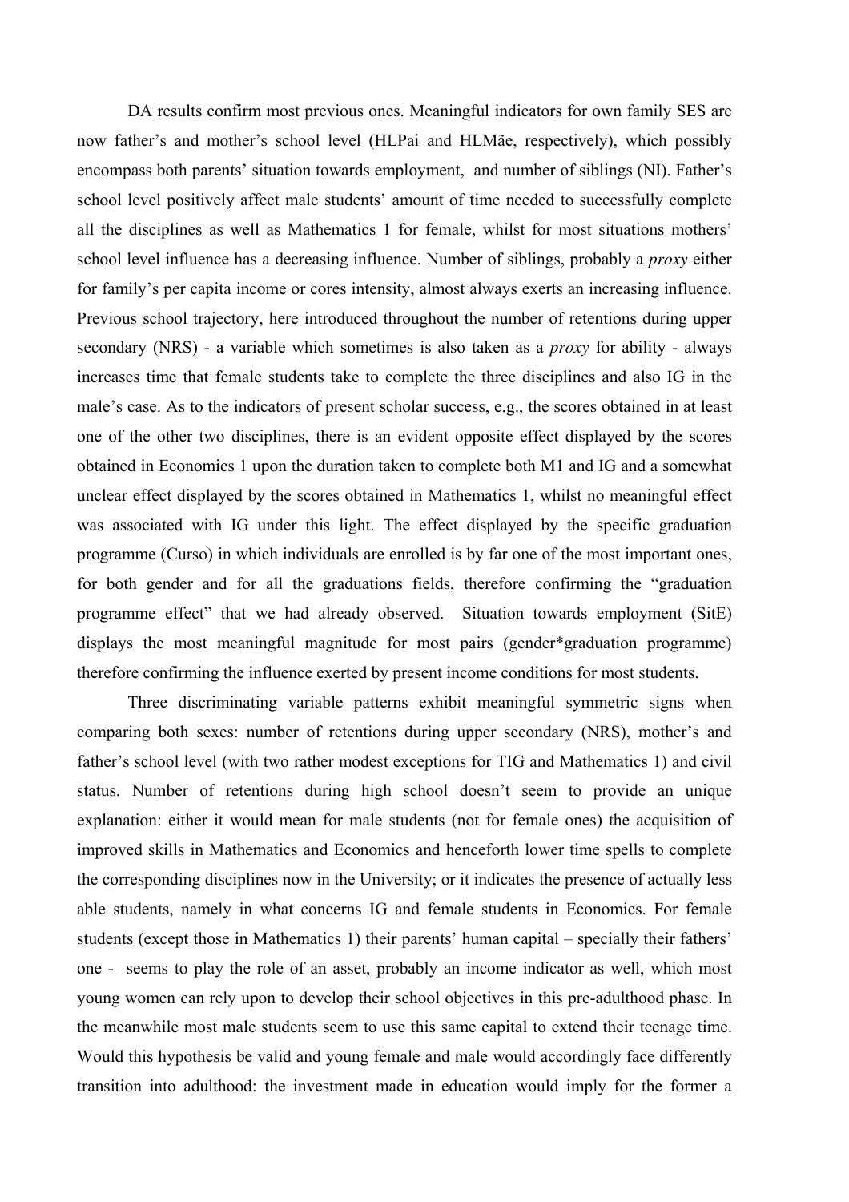DA results confirm most previous ones. Meaningful indicators for own family SES are now father's and mother's school level (HLPai and HLMãe, respectively), which possibly encompass both parents' situation towards employment, and number of siblings (NI). Father's school level positively affect male students' amount of time needed to successfully complete all the disciplines as well as Mathematics 1 for female, whilst for most situations mothers' school level influence has a decreasing influence. Number of siblings, probably a *proxy* either for family's per capita income or cores intensity, almost always exerts an increasing influence. Previous school trajectory, here introduced throughout the number of retentions during upper secondary (NRS) - a variable which sometimes is also taken as a *proxy* for ability - always increases time that female students take to complete the three disciplines and also IG in the male's case. As to the indicators of present scholar success, e.g., the scores obtained in at least one of the other two disciplines, there is an evident opposite effect displayed by the scores obtained in Economics 1 upon the duration taken to complete both M1 and IG and a somewhat unclear effect displayed by the scores obtained in Mathematics 1, whilst no meaningful effect was associated with IG under this light. The effect displayed by the specific graduation programme (Curso) in which individuals are enrolled is by far one of the most important ones, for both gender and for all the graduations fields, therefore confirming the "graduation programme effect" that we had already observed. Situation towards employment (SitE) displays the most meaningful magnitude for most pairs (gender*graduation programme) therefore confirming the influence exerted by present income conditions for most students.

Three discriminating variable patterns exhibit meaningful symmetric signs when comparing both sexes: number of retentions during upper secondary (NRS), mother's and father's school level (with two rather modest exceptions for TIG and Mathematics 1) and civil status. Number of retentions during high school doesn't seem to provide an unique explanation: either it would mean for male students (not for female ones) the acquisition of improved skills in Mathematics and Economics and henceforth lower time spells to complete the corresponding disciplines now in the University; or it indicates the presence of actually less able students, namely in what concerns IG and female students in Economics. For female students (except those in Mathematics 1) their parents' human capital – specially their fathers' one - seems to play the role of an asset, probably an income indicator as well, which most young women can rely upon to develop their school objectives in this pre-adulthood phase. In the meanwhile most male students seem to use this same capital to extend their teenage time. Would this hypothesis be valid and young female and male would accordingly face differently transition into adulthood: the investment made in education would imply for the former a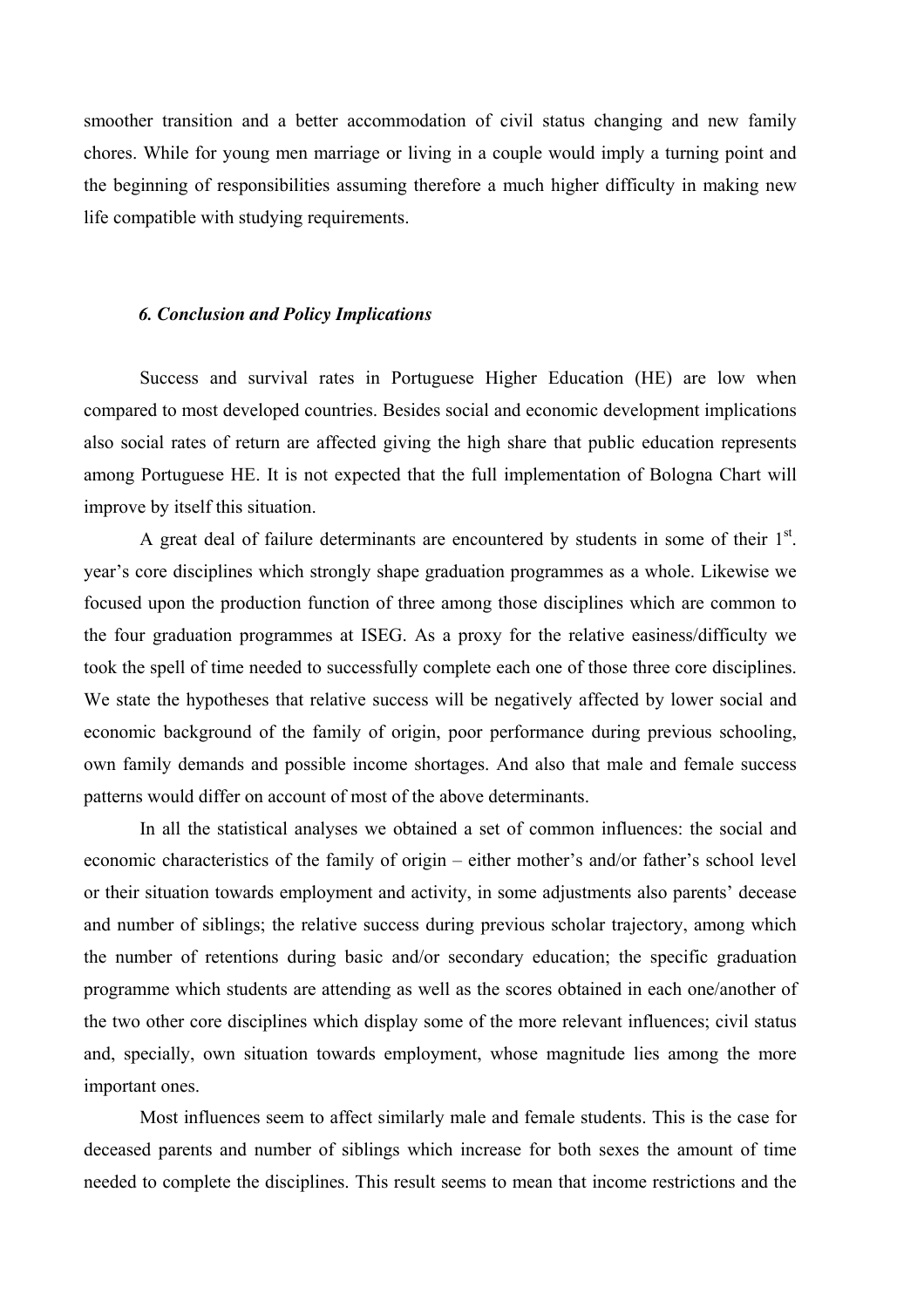smoother transition and a better accommodation of civil status changing and new family chores. While for young men marriage or living in a couple would imply a turning point and the beginning of responsibilities assuming therefore a much higher difficulty in making new life compatible with studying requirements.

### *6. Conclusion and Policy Implications*

Success and survival rates in Portuguese Higher Education (HE) are low when compared to most developed countries. Besides social and economic development implications also social rates of return are affected giving the high share that public education represents among Portuguese HE. It is not expected that the full implementation of Bologna Chart will improve by itself this situation.

A great deal of failure determinants are encountered by students in some of their 1st. year's core disciplines which strongly shape graduation programmes as a whole. Likewise we focused upon the production function of three among those disciplines which are common to the four graduation programmes at ISEG. As a proxy for the relative easiness/difficulty we took the spell of time needed to successfully complete each one of those three core disciplines. We state the hypotheses that relative success will be negatively affected by lower social and economic background of the family of origin, poor performance during previous schooling, own family demands and possible income shortages. And also that male and female success patterns would differ on account of most of the above determinants.

In all the statistical analyses we obtained a set of common influences: the social and economic characteristics of the family of origin – either mother's and/or father's school level or their situation towards employment and activity, in some adjustments also parents' decease and number of siblings; the relative success during previous scholar trajectory, among which the number of retentions during basic and/or secondary education; the specific graduation programme which students are attending as well as the scores obtained in each one/another of the two other core disciplines which display some of the more relevant influences; civil status and, specially, own situation towards employment, whose magnitude lies among the more important ones.

Most influences seem to affect similarly male and female students. This is the case for deceased parents and number of siblings which increase for both sexes the amount of time needed to complete the disciplines. This result seems to mean that income restrictions and the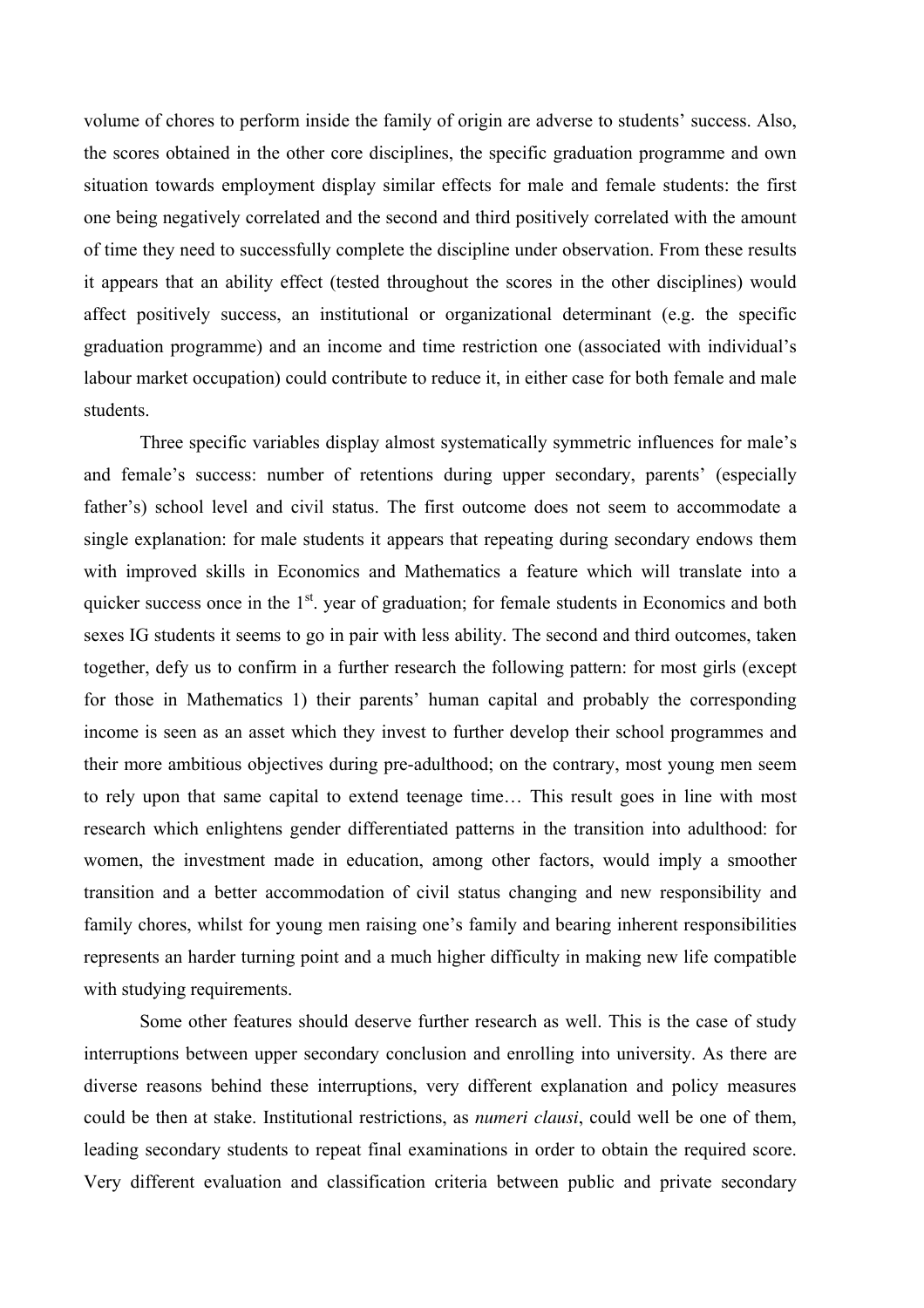volume of chores to perform inside the family of origin are adverse to students' success. Also, the scores obtained in the other core disciplines, the specific graduation programme and own situation towards employment display similar effects for male and female students: the first one being negatively correlated and the second and third positively correlated with the amount of time they need to successfully complete the discipline under observation. From these results it appears that an ability effect (tested throughout the scores in the other disciplines) would affect positively success, an institutional or organizational determinant (e.g. the specific graduation programme) and an income and time restriction one (associated with individual's labour market occupation) could contribute to reduce it, in either case for both female and male students.

Three specific variables display almost systematically symmetric influences for male's and female's success: number of retentions during upper secondary, parents' (especially father's) school level and civil status. The first outcome does not seem to accommodate a single explanation: for male students it appears that repeating during secondary endows them with improved skills in Economics and Mathematics a feature which will translate into a quicker success once in the 1st. year of graduation; for female students in Economics and both sexes IG students it seems to go in pair with less ability. The second and third outcomes, taken together, defy us to confirm in a further research the following pattern: for most girls (except for those in Mathematics 1) their parents' human capital and probably the corresponding income is seen as an asset which they invest to further develop their school programmes and their more ambitious objectives during pre-adulthood; on the contrary, most young men seem to rely upon that same capital to extend teenage time… This result goes in line with most research which enlightens gender differentiated patterns in the transition into adulthood: for women, the investment made in education, among other factors, would imply a smoother transition and a better accommodation of civil status changing and new responsibility and family chores, whilst for young men raising one's family and bearing inherent responsibilities represents an harder turning point and a much higher difficulty in making new life compatible with studying requirements.

Some other features should deserve further research as well. This is the case of study interruptions between upper secondary conclusion and enrolling into university. As there are diverse reasons behind these interruptions, very different explanation and policy measures could be then at stake. Institutional restrictions, as *numeri clausi*, could well be one of them, leading secondary students to repeat final examinations in order to obtain the required score. Very different evaluation and classification criteria between public and private secondary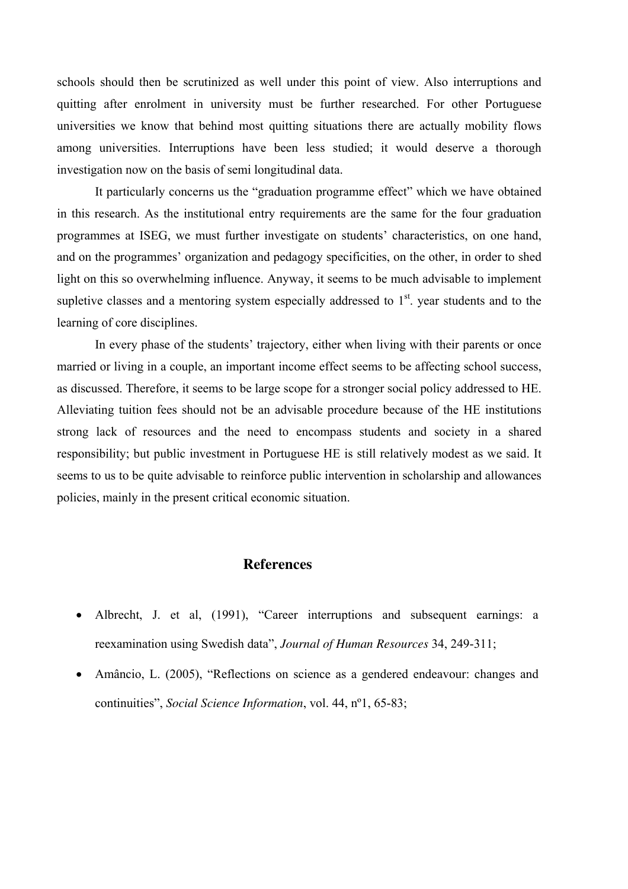schools should then be scrutinized as well under this point of view. Also interruptions and quitting after enrolment in university must be further researched. For other Portuguese universities we know that behind most quitting situations there are actually mobility flows among universities. Interruptions have been less studied; it would deserve a thorough investigation now on the basis of semi longitudinal data.

It particularly concerns us the "graduation programme effect" which we have obtained in this research. As the institutional entry requirements are the same for the four graduation programmes at ISEG, we must further investigate on students' characteristics, on one hand, and on the programmes' organization and pedagogy specificities, on the other, in order to shed light on this so overwhelming influence. Anyway, it seems to be much advisable to implement supletive classes and a mentoring system especially addressed to 1st. year students and to the learning of core disciplines.

In every phase of the students' trajectory, either when living with their parents or once married or living in a couple, an important income effect seems to be affecting school success, as discussed. Therefore, it seems to be large scope for a stronger social policy addressed to HE. Alleviating tuition fees should not be an advisable procedure because of the HE institutions strong lack of resources and the need to encompass students and society in a shared responsibility; but public investment in Portuguese HE is still relatively modest as we said. It seems to us to be quite advisable to reinforce public intervention in scholarship and allowances policies, mainly in the present critical economic situation.

## References

- Albrecht, J. et al, (1991), "Career interruptions and subsequent earnings: a reexamination using Swedish data", *Journal of Human Resources* 34, 249-311;
- Amâncio, L. (2005), "Reflections on science as a gendered endeavour: changes and continuities", *Social Science Information*, vol. 44, nº1, 65-83;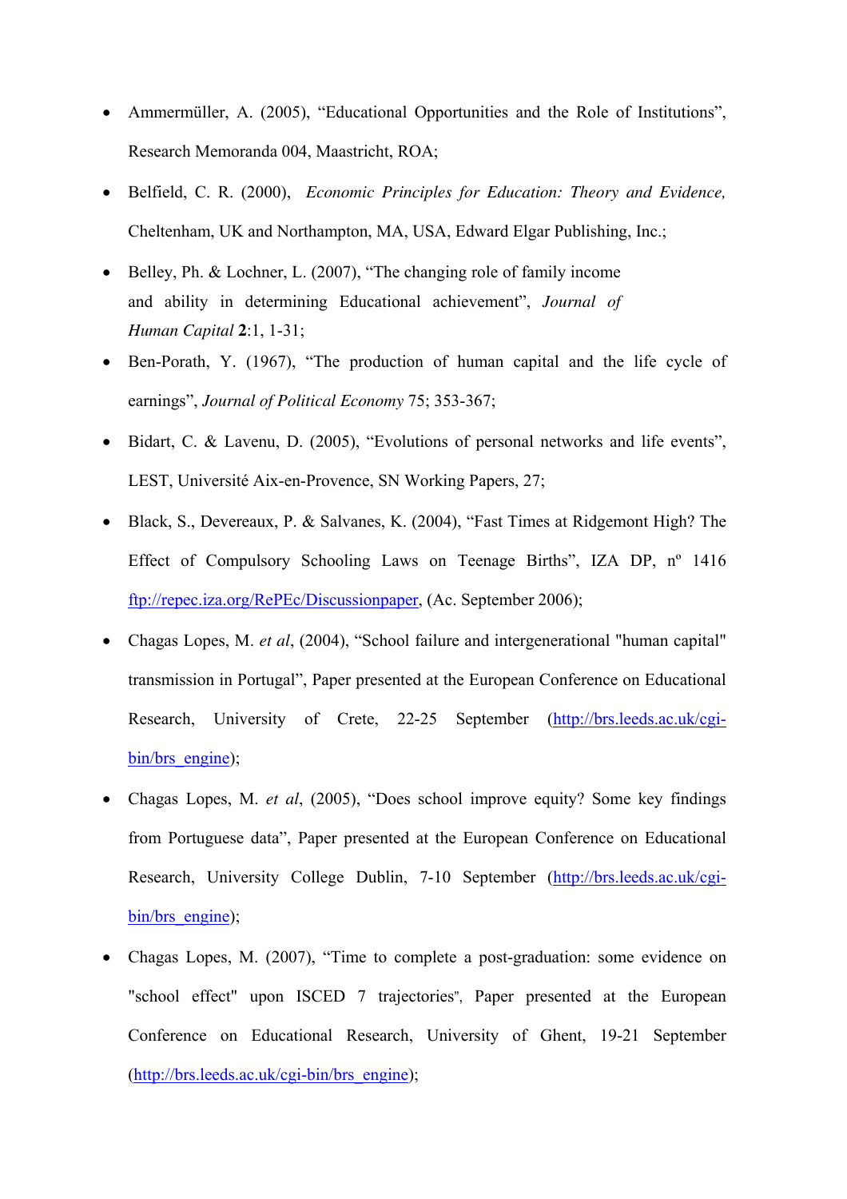- Ammermüller, A. (2005), "Educational Opportunities and the Role of Institutions", Research Memoranda 004, Maastricht, ROA;
- Belfield, C. R. (2000), *Economic Principles for Education: Theory and Evidence,* Cheltenham, UK and Northampton, MA, USA, Edward Elgar Publishing, Inc.;
- Belley, Ph. & Lochner, L. (2007), "The changing role of family income and ability in determining Educational achievement", *Journal of Human Capital* **2**:1, 1-31;
- Ben-Porath, Y. (1967), "The production of human capital and the life cycle of earnings", *Journal of Political Economy* 75; 353-367;
- Bidart, C. & Lavenu, D. (2005), "Evolutions of personal networks and life events", LEST, Université Aix-en-Provence, SN Working Papers, 27;
- Black, S., Devereaux, P. & Salvanes, K. (2004), "Fast Times at Ridgemont High? The Effect of Compulsory Schooling Laws on Teenage Births", IZA DP, nº 1416 ftp://repec.iza.org/RePEc/Discussionpaper, (Ac. September 2006);
- Chagas Lopes, M. *et al*, (2004), "School failure and intergenerational "human capital" transmission in Portugal", Paper presented at the European Conference on Educational Research, University of Crete, 22-25 September (http://brs.leeds.ac.uk/cgi-bin/brs_engine);
- Chagas Lopes, M. *et al*, (2005), "Does school improve equity? Some key findings from Portuguese data", Paper presented at the European Conference on Educational Research, University College Dublin, 7-10 September (http://brs.leeds.ac.uk/cgi-bin/brs_engine);
- Chagas Lopes, M. (2007), "Time to complete a post-graduation: some evidence on "school effect" upon ISCED 7 trajectories", Paper presented at the European Conference on Educational Research, University of Ghent, 19-21 September (http://brs.leeds.ac.uk/cgi-bin/brs_engine);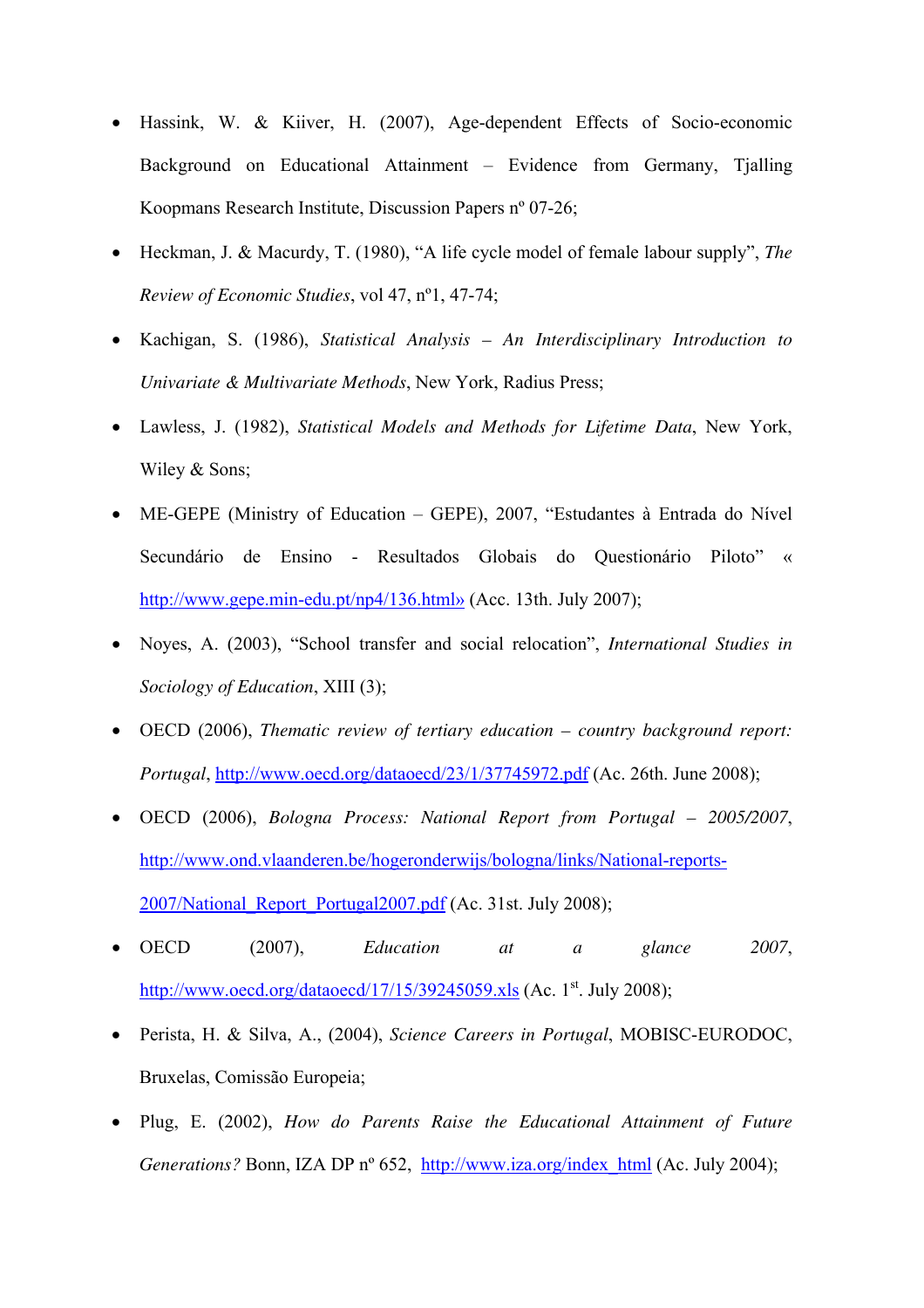- Hassink, W. & Kiiver, H. (2007), Age-dependent Effects of Socio-economic Background on Educational Attainment – Evidence from Germany, Tjalling Koopmans Research Institute, Discussion Papers nº 07-26;
- Heckman, J. & Macurdy, T. (1980), "A life cycle model of female labour supply", *The Review of Economic Studies*, vol 47, nº1, 47-74;
- Kachigan, S. (1986), *Statistical Analysis – An Interdisciplinary Introduction to Univariate & Multivariate Methods*, New York, Radius Press;
- Lawless, J. (1982), *Statistical Models and Methods for Lifetime Data*, New York, Wiley & Sons;
- ME-GEPE (Ministry of Education – GEPE), 2007, "Estudantes à Entrada do Nível Secundário de Ensino - Resultados Globais do Questionário Piloto" « http://www.gepe.min-edu.pt/np4/136.html» (Acc. 13th. July 2007);
- Noyes, A. (2003), "School transfer and social relocation", *International Studies in Sociology of Education*, XIII (3);
- OECD (2006), *Thematic review of tertiary education – country background report: Portugal*, http://www.oecd.org/dataoecd/23/1/37745972.pdf (Ac. 26th. June 2008);
- OECD (2006), *Bologna Process: National Report from Portugal – 2005/2007*, http://www.ond.vlaanderen.be/hogeronderwijs/bologna/links/National-reports-2007/National_Report_Portugal2007.pdf (Ac. 31st. July 2008);
- OECD (2007), *Education at a glance 2007*, http://www.oecd.org/dataoecd/17/15/39245059.xls (Ac. 1st. July 2008);
- Perista, H. & Silva, A., (2004), *Science Careers in Portugal*, MOBISC-EURODOC, Bruxelas, Comissão Europeia;
- Plug, E. (2002), *How do Parents Raise the Educational Attainment of Future Generations?* Bonn, IZA DP nº 652, http://www.iza.org/index_html (Ac. July 2004);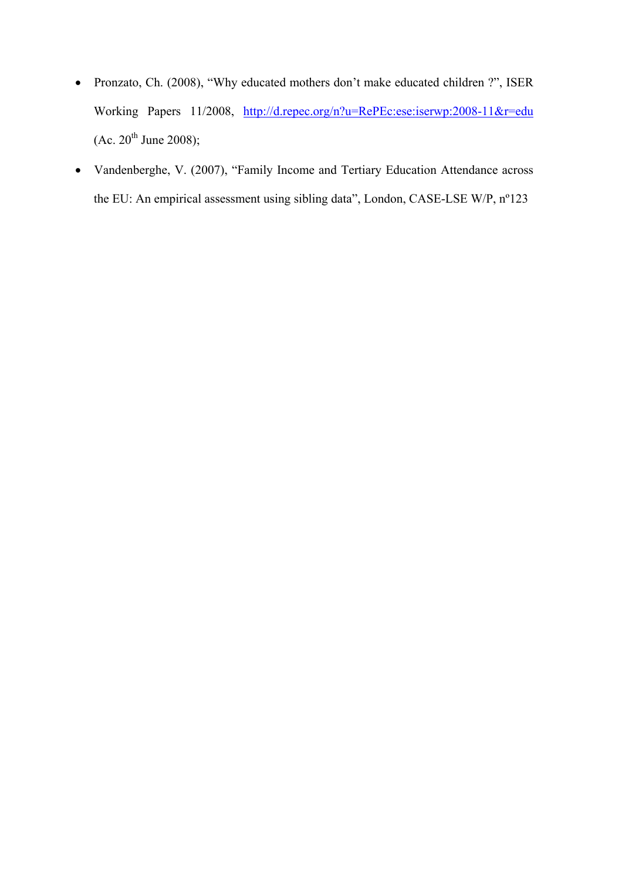- Pronzato, Ch. (2008), "Why educated mothers don't make educated children ?", ISER Working Papers 11/2008, http://d.repec.org/n?u=RePEc:ese:iserwp:2008-11&r=edu (Ac. 20th June 2008);
- Vandenberghe, V. (2007), "Family Income and Tertiary Education Attendance across the EU: An empirical assessment using sibling data", London, CASE-LSE W/P, nº123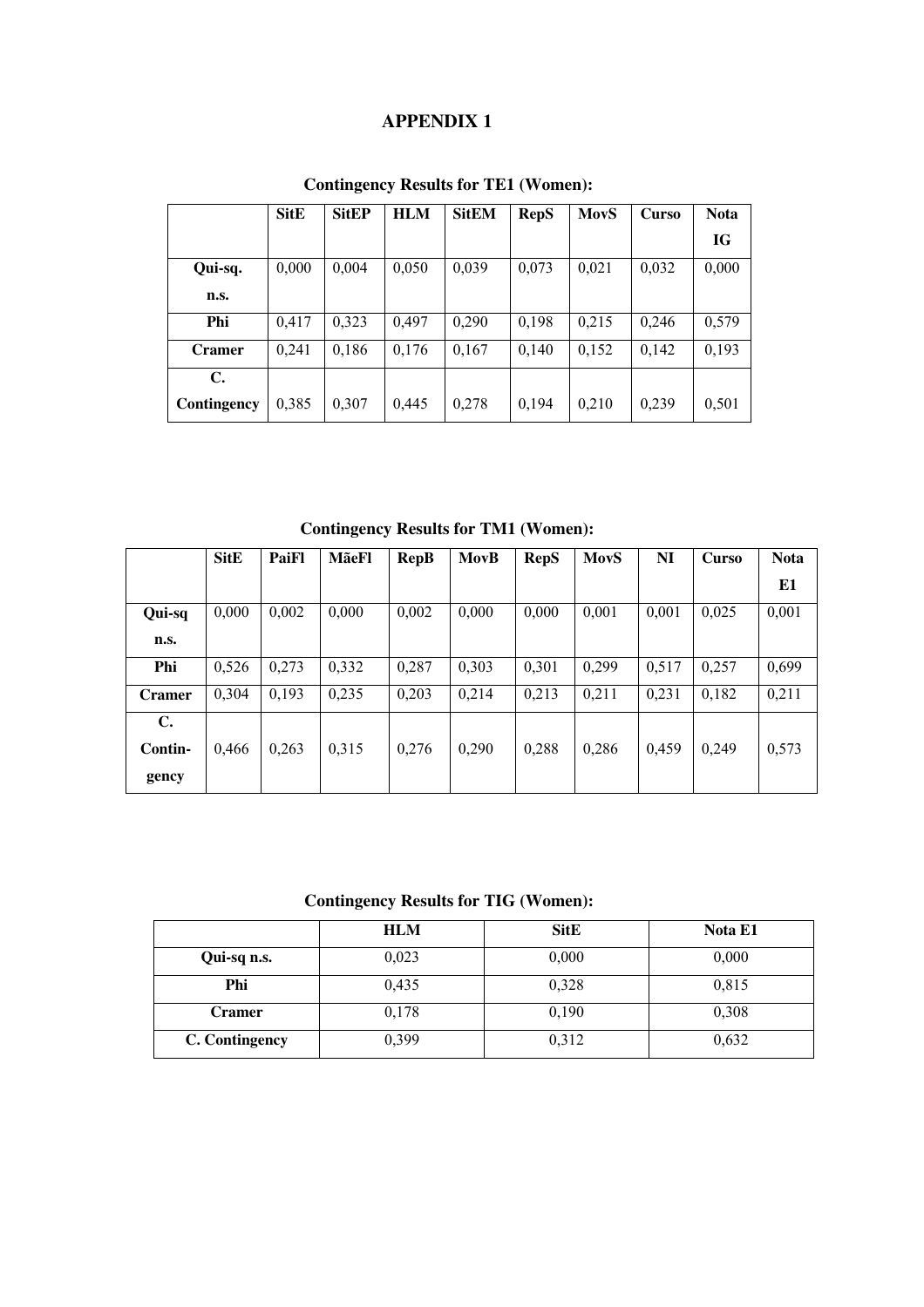# APPENDIX 1

**Contingency Results for TE1 (Women):**

| | SitE | SitEP | HLM | SitEM | RepS | MovS | Curso | Nota IG |
|---|---|---|---|---|---|---|---|---|
| **Qui-sq. n.s.** | 0,000 | 0,004 | 0,050 | 0,039 | 0,073 | 0,021 | 0,032 | 0,000 |
| **Phi** | 0,417 | 0,323 | 0,497 | 0,290 | 0,198 | 0,215 | 0,246 | 0,579 |
| **Cramer** | 0,241 | 0,186 | 0,176 | 0,167 | 0,140 | 0,152 | 0,142 | 0,193 |
| **C. Contingency** | 0,385 | 0,307 | 0,445 | 0,278 | 0,194 | 0,210 | 0,239 | 0,501 |

**Contingency Results for TM1 (Women):**

| | SitE | PaiFl | MãeFl | RepB | MovB | RepS | MovS | NI | Curso | Nota E1 |
|---|---|---|---|---|---|---|---|---|---|---|
| **Qui-sq n.s.** | 0,000 | 0,002 | 0,000 | 0,002 | 0,000 | 0,000 | 0,001 | 0,001 | 0,025 | 0,001 |
| **Phi** | 0,526 | 0,273 | 0,332 | 0,287 | 0,303 | 0,301 | 0,299 | 0,517 | 0,257 | 0,699 |
| **Cramer** | 0,304 | 0,193 | 0,235 | 0,203 | 0,214 | 0,213 | 0,211 | 0,231 | 0,182 | 0,211 |
| **C. Contin-gency** | 0,466 | 0,263 | 0,315 | 0,276 | 0,290 | 0,288 | 0,286 | 0,459 | 0,249 | 0,573 |

**Contingency Results for TIG (Women):**

| | HLM | SitE | Nota E1 |
|---|---|---|---|
| **Qui-sq n.s.** | 0,023 | 0,000 | 0,000 |
| **Phi** | 0,435 | 0,328 | 0,815 |
| **Cramer** | 0,178 | 0,190 | 0,308 |
| **C. Contingency** | 0,399 | 0,312 | 0,632 |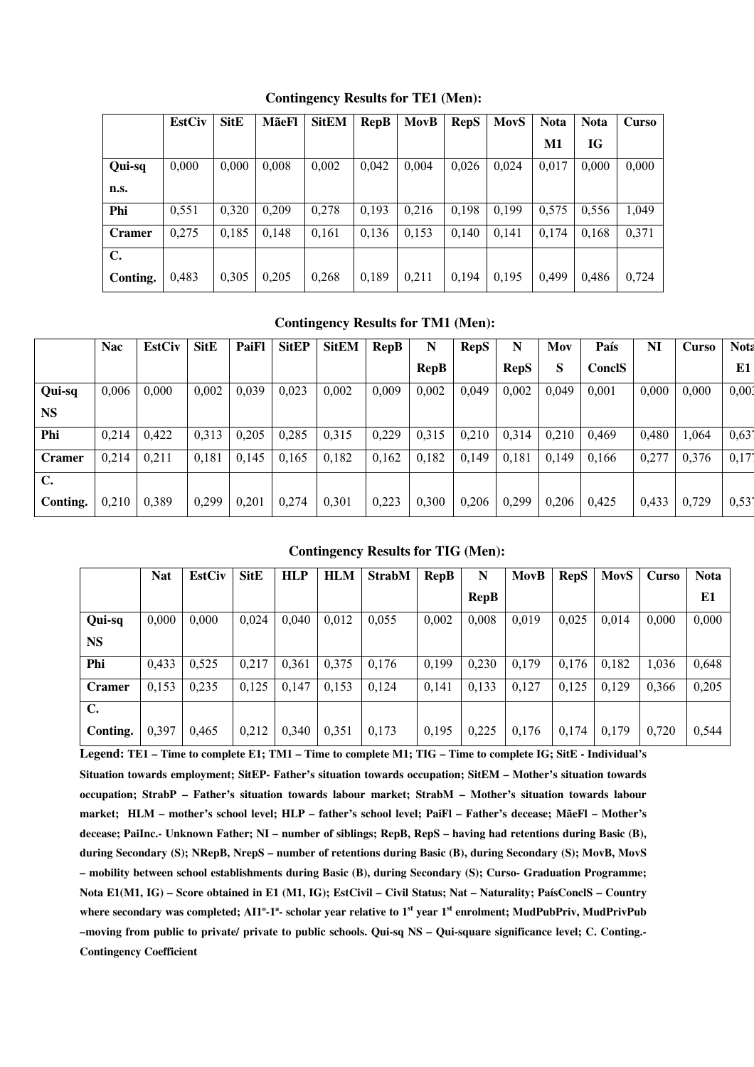**Contingency Results for TE1 (Men):**

| | EstCiv | SitE | MãeFl | SitEM | RepB | MovB | RepS | MovS | Nota M1 | Nota IG | Curso |
|---|---|---|---|---|---|---|---|---|---|---|---|
| Qui-sq n.s. | 0,000 | 0,000 | 0,008 | 0,002 | 0,042 | 0,004 | 0,026 | 0,024 | 0,017 | 0,000 | 0,000 |
| Phi | 0,551 | 0,320 | 0,209 | 0,278 | 0,193 | 0,216 | 0,198 | 0,199 | 0,575 | 0,556 | 1,049 |
| Cramer | 0,275 | 0,185 | 0,148 | 0,161 | 0,136 | 0,153 | 0,140 | 0,141 | 0,174 | 0,168 | 0,371 |
| C. Conting. | 0,483 | 0,305 | 0,205 | 0,268 | 0,189 | 0,211 | 0,194 | 0,195 | 0,499 | 0,486 | 0,724 |

**Contingency Results for TM1 (Men):**

| | Nac | EstCiv | SitE | PaiFl | SitEP | SitEM | RepB | N RepB | RepS | N RepS | Mov S | País ConclS | NI | Curso | Nota E1 |
|---|---|---|---|---|---|---|---|---|---|---|---|---|---|---|---|
| Qui-sq NS | 0,006 | 0,000 | 0,002 | 0,039 | 0,023 | 0,002 | 0,009 | 0,002 | 0,049 | 0,002 | 0,049 | 0,001 | 0,000 | 0,000 | 0,00 |
| Phi | 0,214 | 0,422 | 0,313 | 0,205 | 0,285 | 0,315 | 0,229 | 0,315 | 0,210 | 0,314 | 0,210 | 0,469 | 0,480 | 1,064 | 0,63 |
| Cramer | 0,214 | 0,211 | 0,181 | 0,145 | 0,165 | 0,182 | 0,162 | 0,182 | 0,149 | 0,181 | 0,149 | 0,166 | 0,277 | 0,376 | 0,17 |
| C. Conting. | 0,210 | 0,389 | 0,299 | 0,201 | 0,274 | 0,301 | 0,223 | 0,300 | 0,206 | 0,299 | 0,206 | 0,425 | 0,433 | 0,729 | 0,53 |

**Contingency Results for TIG (Men):**

| | Nat | EstCiv | SitE | HLP | HLM | StrabM | RepB | N RepB | MovB | RepS | MovS | Curso | Nota E1 |
|---|---|---|---|---|---|---|---|---|---|---|---|---|---|
| Qui-sq NS | 0,000 | 0,000 | 0,024 | 0,040 | 0,012 | 0,055 | 0,002 | 0,008 | 0,019 | 0,025 | 0,014 | 0,000 | 0,000 |
| Phi | 0,433 | 0,525 | 0,217 | 0,361 | 0,375 | 0,176 | 0,199 | 0,230 | 0,179 | 0,176 | 0,182 | 1,036 | 0,648 |
| Cramer | 0,153 | 0,235 | 0,125 | 0,147 | 0,153 | 0,124 | 0,141 | 0,133 | 0,127 | 0,125 | 0,129 | 0,366 | 0,205 |
| C. Conting. | 0,397 | 0,465 | 0,212 | 0,340 | 0,351 | 0,173 | 0,195 | 0,225 | 0,176 | 0,174 | 0,179 | 0,720 | 0,544 |

**Legend: TE1 – Time to complete E1; TM1 – Time to complete M1; TIG – Time to complete IG; SitE - Individual's Situation towards employment; SitEP- Father's situation towards occupation; SitEM – Mother's situation towards occupation; StrabP – Father's situation towards labour market; StrabM – Mother's situation towards labour market; HLM – mother's school level; HLP – father's school level; PaiFl – Father's decease; MãeFl – Mother's decease; PaiInc.- Unknown Father; NI – number of siblings; RepB, RepS – having had retentions during Basic (B), during Secondary (S); NRepB, NrepS – number of retentions during Basic (B), during Secondary (S); MovB, MovS – mobility between school establishments during Basic (B), during Secondary (S); Curso- Graduation Programme; Nota E1(M1, IG) – Score obtained in E1 (M1, IG); EstCivil – Civil Status; Nat – Naturality; PaísConclS – Country where secondary was completed; AI1º-1ª- scholar year relative to 1st year 1st enrolment; MudPubPriv, MudPrivPub –moving from public to private/ private to public schools. Qui-sq NS – Qui-square significance level; C. Conting.- Contingency Coefficient**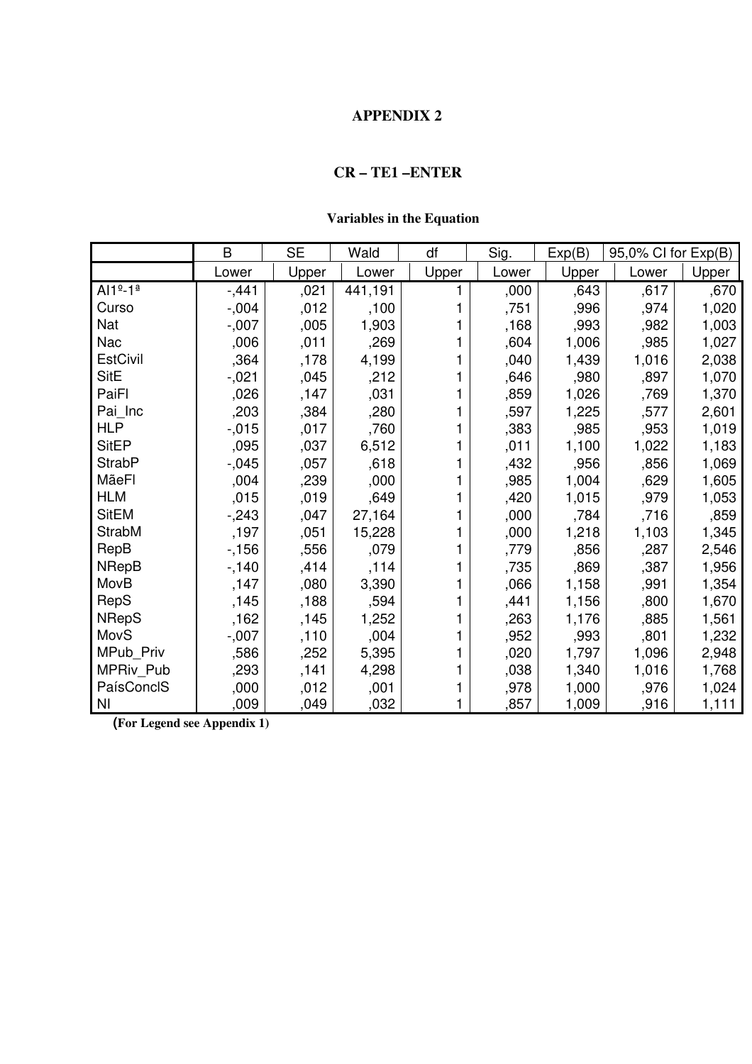# APPENDIX 2

## CR – TE1 –ENTER

### Variables in the Equation

| | B | SE | Wald | df | Sig. | Exp(B) | 95,0% CI for Exp(B) | |
|---|---|---|---|---|---|---|---|---|
| | Lower | Upper | Lower | Upper | Lower | Upper | Lower | Upper |
| Al1º-1ª | -,441 | ,021 | 441,191 | 1 | ,000 | ,643 | ,617 | ,670 |
| Curso | -,004 | ,012 | ,100 | 1 | ,751 | ,996 | ,974 | 1,020 |
| Nat | -,007 | ,005 | 1,903 | 1 | ,168 | ,993 | ,982 | 1,003 |
| Nac | ,006 | ,011 | ,269 | 1 | ,604 | 1,006 | ,985 | 1,027 |
| EstCivil | ,364 | ,178 | 4,199 | 1 | ,040 | 1,439 | 1,016 | 2,038 |
| SitE | -,021 | ,045 | ,212 | 1 | ,646 | ,980 | ,897 | 1,070 |
| PaiFl | ,026 | ,147 | ,031 | 1 | ,859 | 1,026 | ,769 | 1,370 |
| Pai_Inc | ,203 | ,384 | ,280 | 1 | ,597 | 1,225 | ,577 | 2,601 |
| HLP | -,015 | ,017 | ,760 | 1 | ,383 | ,985 | ,953 | 1,019 |
| SitEP | ,095 | ,037 | 6,512 | 1 | ,011 | 1,100 | 1,022 | 1,183 |
| StrabP | -,045 | ,057 | ,618 | 1 | ,432 | ,956 | ,856 | 1,069 |
| MãeFl | ,004 | ,239 | ,000 | 1 | ,985 | 1,004 | ,629 | 1,605 |
| HLM | ,015 | ,019 | ,649 | 1 | ,420 | 1,015 | ,979 | 1,053 |
| SitEM | -,243 | ,047 | 27,164 | 1 | ,000 | ,784 | ,716 | ,859 |
| StrabM | ,197 | ,051 | 15,228 | 1 | ,000 | 1,218 | 1,103 | 1,345 |
| RepB | -,156 | ,556 | ,079 | 1 | ,779 | ,856 | ,287 | 2,546 |
| NRepB | -,140 | ,414 | ,114 | 1 | ,735 | ,869 | ,387 | 1,956 |
| MovB | ,147 | ,080 | 3,390 | 1 | ,066 | 1,158 | ,991 | 1,354 |
| RepS | ,145 | ,188 | ,594 | 1 | ,441 | 1,156 | ,800 | 1,670 |
| NRepS | ,162 | ,145 | 1,252 | 1 | ,263 | 1,176 | ,885 | 1,561 |
| MovS | -,007 | ,110 | ,004 | 1 | ,952 | ,993 | ,801 | 1,232 |
| MPub_Priv | ,586 | ,252 | 5,395 | 1 | ,020 | 1,797 | 1,096 | 2,948 |
| MPRiv_Pub | ,293 | ,141 | 4,298 | 1 | ,038 | 1,340 | 1,016 | 1,768 |
| PaísConclS | ,000 | ,012 | ,001 | 1 | ,978 | 1,000 | ,976 | 1,024 |
| NI | ,009 | ,049 | ,032 | 1 | ,857 | 1,009 | ,916 | 1,111 |

**(For Legend see Appendix 1)**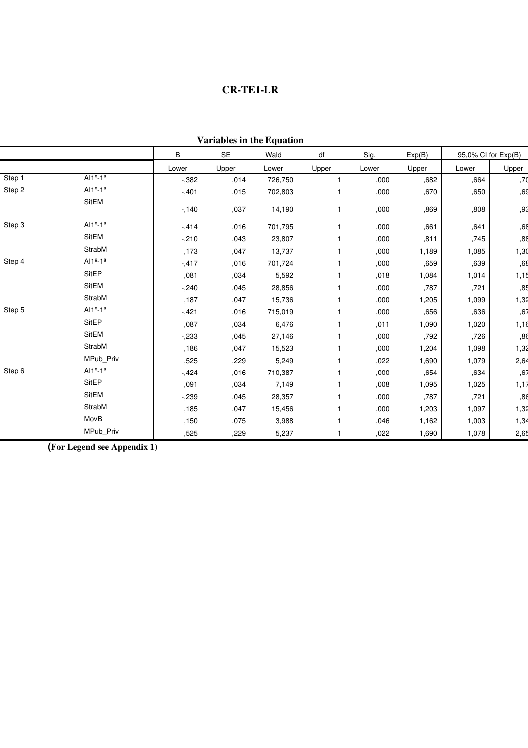# CR-TE1-LR

**Variables in the Equation**

| | | B | SE | Wald | df | Sig. | Exp(B) | 95,0% CI for Exp(B) | |
|---|---|---|---|---|---|---|---|---|---|
| | | Lower | Upper | Lower | Upper | Lower | Upper | Lower | Upper |
| Step 1 | AI1º-1ª | -,382 | ,014 | 726,750 | 1 | ,000 | ,682 | ,664 | ,70 |
| Step 2 | AI1º-1ª | -,401 | ,015 | 702,803 | 1 | ,000 | ,670 | ,650 | ,69 |
| | SitEM | -,140 | ,037 | 14,190 | 1 | ,000 | ,869 | ,808 | ,93 |
| Step 3 | AI1º-1ª | -,414 | ,016 | 701,795 | 1 | ,000 | ,661 | ,641 | ,68 |
| | SitEM | -,210 | ,043 | 23,807 | 1 | ,000 | ,811 | ,745 | ,88 |
| | StrabM | ,173 | ,047 | 13,737 | 1 | ,000 | 1,189 | 1,085 | 1,30 |
| Step 4 | AI1º-1ª | -,417 | ,016 | 701,724 | 1 | ,000 | ,659 | ,639 | ,68 |
| | SitEP | ,081 | ,034 | 5,592 | 1 | ,018 | 1,084 | 1,014 | 1,15 |
| | SitEM | -,240 | ,045 | 28,856 | 1 | ,000 | ,787 | ,721 | ,85 |
| | StrabM | ,187 | ,047 | 15,736 | 1 | ,000 | 1,205 | 1,099 | 1,32 |
| Step 5 | AI1º-1ª | -,421 | ,016 | 715,019 | 1 | ,000 | ,656 | ,636 | ,67 |
| | SitEP | ,087 | ,034 | 6,476 | 1 | ,011 | 1,090 | 1,020 | 1,16 |
| | SitEM | -,233 | ,045 | 27,146 | 1 | ,000 | ,792 | ,726 | ,86 |
| | StrabM | ,186 | ,047 | 15,523 | 1 | ,000 | 1,204 | 1,098 | 1,32 |
| | MPub_Priv | ,525 | ,229 | 5,249 | 1 | ,022 | 1,690 | 1,079 | 2,64 |
| Step 6 | AI1º-1ª | -,424 | ,016 | 710,387 | 1 | ,000 | ,654 | ,634 | ,67 |
| | SitEP | ,091 | ,034 | 7,149 | 1 | ,008 | 1,095 | 1,025 | 1,17 |
| | SitEM | -,239 | ,045 | 28,357 | 1 | ,000 | ,787 | ,721 | ,86 |
| | StrabM | ,185 | ,047 | 15,456 | 1 | ,000 | 1,203 | 1,097 | 1,32 |
| | MovB | ,150 | ,075 | 3,988 | 1 | ,046 | 1,162 | 1,003 | 1,34 |
| | MPub_Priv | ,525 | ,229 | 5,237 | 1 | ,022 | 1,690 | 1,078 | 2,65 |

**(For Legend see Appendix 1)**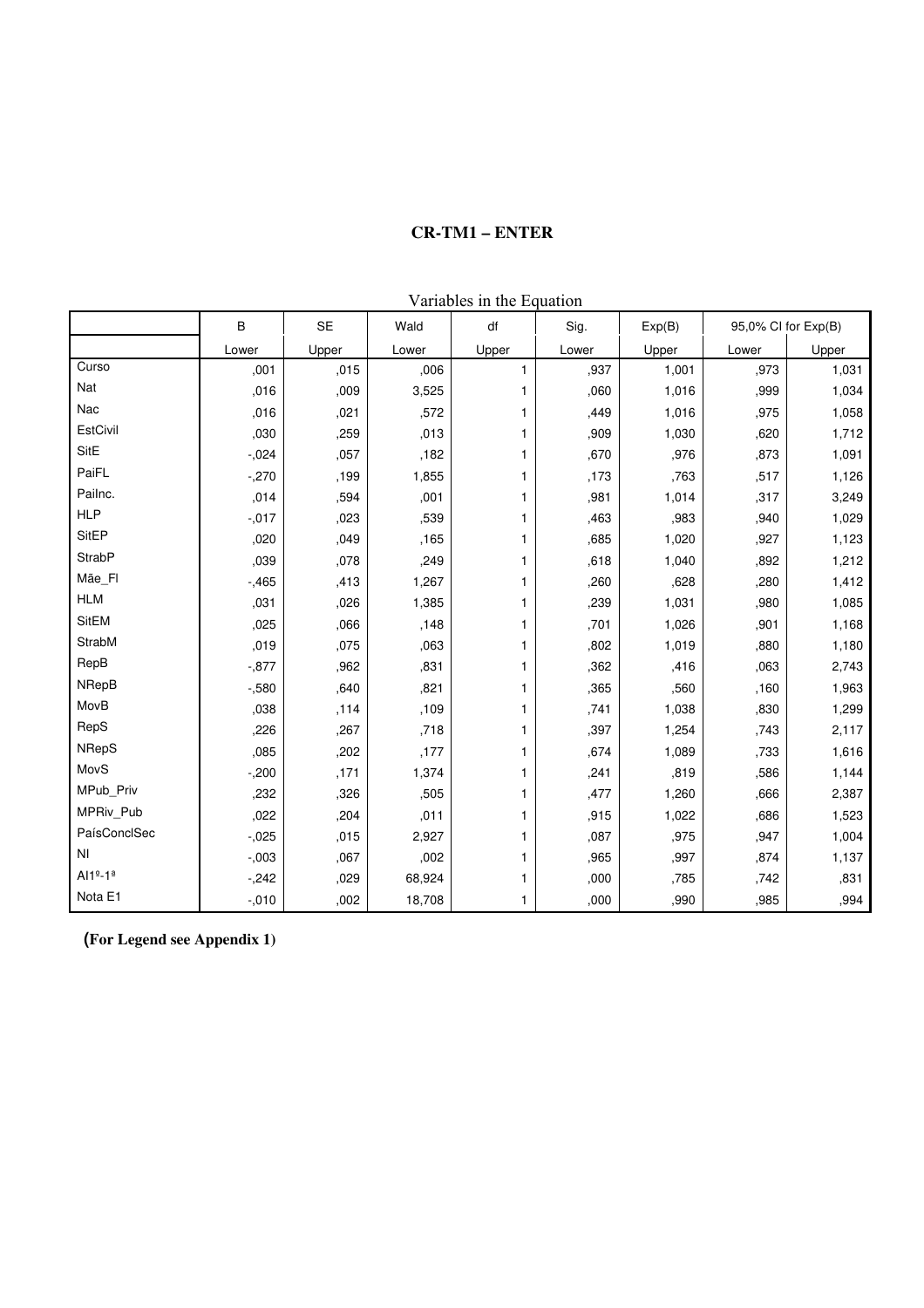**CR-TM1 – ENTER**

Variables in the Equation

| | B | SE | Wald | df | Sig. | Exp(B) | 95,0% CI for Exp(B) | |
|---|---|---|---|---|---|---|---|---|
| | Lower | Upper | Lower | Upper | Lower | Upper | Lower | Upper |
| Curso | ,001 | ,015 | ,006 | 1 | ,937 | 1,001 | ,973 | 1,031 |
| Nat | ,016 | ,009 | 3,525 | 1 | ,060 | 1,016 | ,999 | 1,034 |
| Nac | ,016 | ,021 | ,572 | 1 | ,449 | 1,016 | ,975 | 1,058 |
| EstCivil | ,030 | ,259 | ,013 | 1 | ,909 | 1,030 | ,620 | 1,712 |
| SitE | -,024 | ,057 | ,182 | 1 | ,670 | ,976 | ,873 | 1,091 |
| PaiFL | -,270 | ,199 | 1,855 | 1 | ,173 | ,763 | ,517 | 1,126 |
| PaiInc. | ,014 | ,594 | ,001 | 1 | ,981 | 1,014 | ,317 | 3,249 |
| HLP | -,017 | ,023 | ,539 | 1 | ,463 | ,983 | ,940 | 1,029 |
| SitEP | ,020 | ,049 | ,165 | 1 | ,685 | 1,020 | ,927 | 1,123 |
| StrabP | ,039 | ,078 | ,249 | 1 | ,618 | 1,040 | ,892 | 1,212 |
| Mãe_Fl | -,465 | ,413 | 1,267 | 1 | ,260 | ,628 | ,280 | 1,412 |
| HLM | ,031 | ,026 | 1,385 | 1 | ,239 | 1,031 | ,980 | 1,085 |
| SitEM | ,025 | ,066 | ,148 | 1 | ,701 | 1,026 | ,901 | 1,168 |
| StrabM | ,019 | ,075 | ,063 | 1 | ,802 | 1,019 | ,880 | 1,180 |
| RepB | -,877 | ,962 | ,831 | 1 | ,362 | ,416 | ,063 | 2,743 |
| NRepB | -,580 | ,640 | ,821 | 1 | ,365 | ,560 | ,160 | 1,963 |
| MovB | ,038 | ,114 | ,109 | 1 | ,741 | 1,038 | ,830 | 1,299 |
| RepS | ,226 | ,267 | ,718 | 1 | ,397 | 1,254 | ,743 | 2,117 |
| NRepS | ,085 | ,202 | ,177 | 1 | ,674 | 1,089 | ,733 | 1,616 |
| MovS | -,200 | ,171 | 1,374 | 1 | ,241 | ,819 | ,586 | 1,144 |
| MPub_Priv | ,232 | ,326 | ,505 | 1 | ,477 | 1,260 | ,666 | 2,387 |
| MPRiv_Pub | ,022 | ,204 | ,011 | 1 | ,915 | 1,022 | ,686 | 1,523 |
| PaísConclSec | -,025 | ,015 | 2,927 | 1 | ,087 | ,975 | ,947 | 1,004 |
| NI | -,003 | ,067 | ,002 | 1 | ,965 | ,997 | ,874 | 1,137 |
| AI1º-1ª | -,242 | ,029 | 68,924 | 1 | ,000 | ,785 | ,742 | ,831 |
| Nota E1 | -,010 | ,002 | 18,708 | 1 | ,000 | ,990 | ,985 | ,994 |

**(For Legend see Appendix 1)**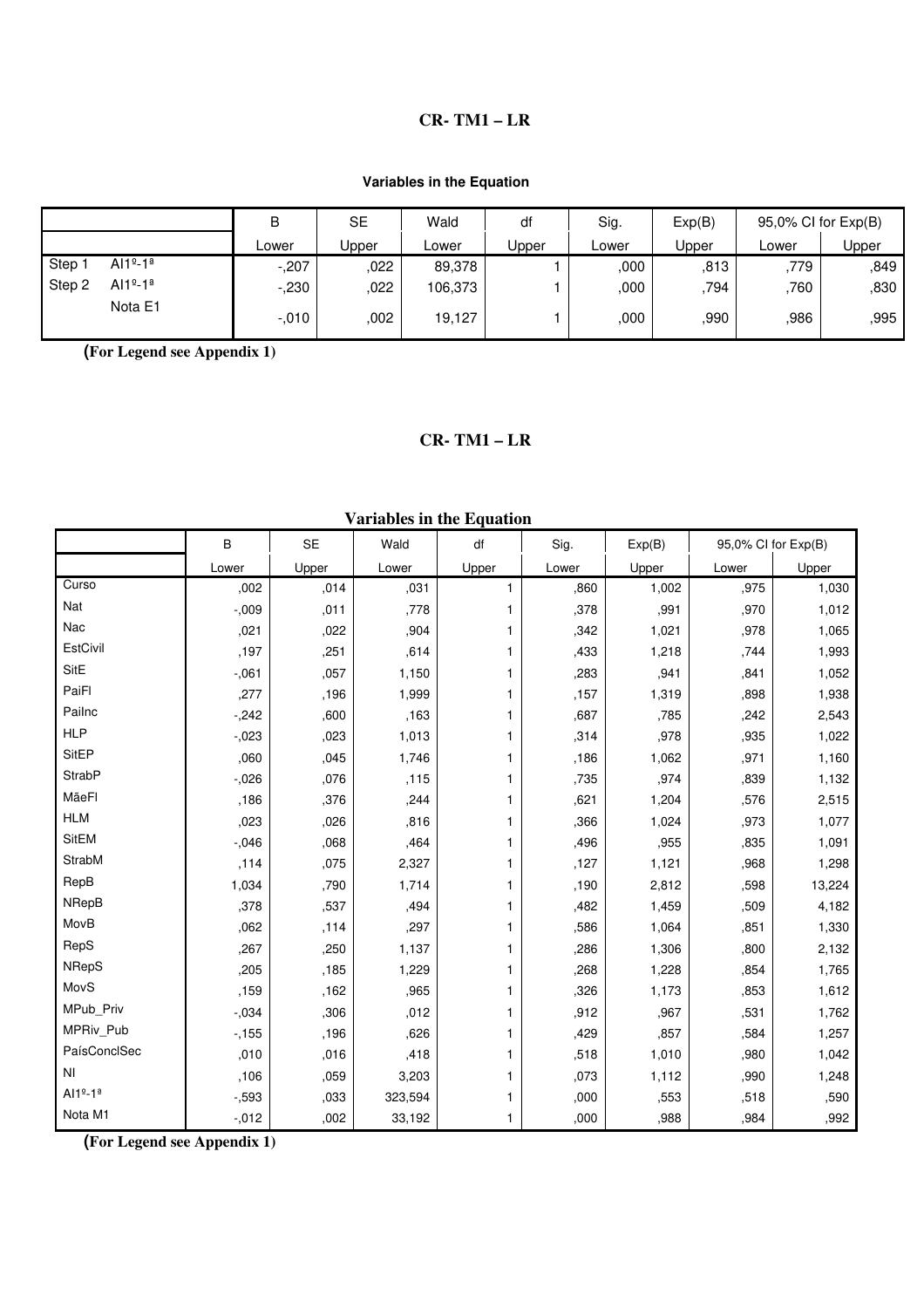**CR- TM1 – LR**

**Variables in the Equation**

| | | B | SE | Wald | df | Sig. | Exp(B) | 95,0% CI for Exp(B) | |
|---|---|---|---|---|---|---|---|---|---|
| | | Lower | Upper | Lower | Upper | Lower | Upper | Lower | Upper |
| Step 1 | AI1º-1ª | -,207 | ,022 | 89,378 | 1 | ,000 | ,813 | ,779 | ,849 |
| Step 2 | AI1º-1ª | -,230 | ,022 | 106,373 | 1 | ,000 | ,794 | ,760 | ,830 |
| | Nota E1 | -,010 | ,002 | 19,127 | 1 | ,000 | ,990 | ,986 | ,995 |

**(For Legend see Appendix 1)**

**CR- TM1 – LR**

**Variables in the Equation**

| | B | SE | Wald | df | Sig. | Exp(B) | 95,0% CI for Exp(B) | |
|---|---|---|---|---|---|---|---|---|
| | Lower | Upper | Lower | Upper | Lower | Upper | Lower | Upper |
| Curso | ,002 | ,014 | ,031 | 1 | ,860 | 1,002 | ,975 | 1,030 |
| Nat | -,009 | ,011 | ,778 | 1 | ,378 | ,991 | ,970 | 1,012 |
| Nac | ,021 | ,022 | ,904 | 1 | ,342 | 1,021 | ,978 | 1,065 |
| EstCivil | ,197 | ,251 | ,614 | 1 | ,433 | 1,218 | ,744 | 1,993 |
| SitE | -,061 | ,057 | 1,150 | 1 | ,283 | ,941 | ,841 | 1,052 |
| PaiFl | ,277 | ,196 | 1,999 | 1 | ,157 | 1,319 | ,898 | 1,938 |
| PaiInc | -,242 | ,600 | ,163 | 1 | ,687 | ,785 | ,242 | 2,543 |
| HLP | -,023 | ,023 | 1,013 | 1 | ,314 | ,978 | ,935 | 1,022 |
| SitEP | ,060 | ,045 | 1,746 | 1 | ,186 | 1,062 | ,971 | 1,160 |
| StrabP | -,026 | ,076 | ,115 | 1 | ,735 | ,974 | ,839 | 1,132 |
| MãeFl | ,186 | ,376 | ,244 | 1 | ,621 | 1,204 | ,576 | 2,515 |
| HLM | ,023 | ,026 | ,816 | 1 | ,366 | 1,024 | ,973 | 1,077 |
| SitEM | -,046 | ,068 | ,464 | 1 | ,496 | ,955 | ,835 | 1,091 |
| StrabM | ,114 | ,075 | 2,327 | 1 | ,127 | 1,121 | ,968 | 1,298 |
| RepB | 1,034 | ,790 | 1,714 | 1 | ,190 | 2,812 | ,598 | 13,224 |
| NRepB | ,378 | ,537 | ,494 | 1 | ,482 | 1,459 | ,509 | 4,182 |
| MovB | ,062 | ,114 | ,297 | 1 | ,586 | 1,064 | ,851 | 1,330 |
| RepS | ,267 | ,250 | 1,137 | 1 | ,286 | 1,306 | ,800 | 2,132 |
| NRepS | ,205 | ,185 | 1,229 | 1 | ,268 | 1,228 | ,854 | 1,765 |
| MovS | ,159 | ,162 | ,965 | 1 | ,326 | 1,173 | ,853 | 1,612 |
| MPub_Priv | -,034 | ,306 | ,012 | 1 | ,912 | ,967 | ,531 | 1,762 |
| MPRiv_Pub | -,155 | ,196 | ,626 | 1 | ,429 | ,857 | ,584 | 1,257 |
| PaísConclSec | ,010 | ,016 | ,418 | 1 | ,518 | 1,010 | ,980 | 1,042 |
| NI | ,106 | ,059 | 3,203 | 1 | ,073 | 1,112 | ,990 | 1,248 |
| AI1º-1ª | -,593 | ,033 | 323,594 | 1 | ,000 | ,553 | ,518 | ,590 |
| Nota M1 | -,012 | ,002 | 33,192 | 1 | ,000 | ,988 | ,984 | ,992 |

**(For Legend see Appendix 1)**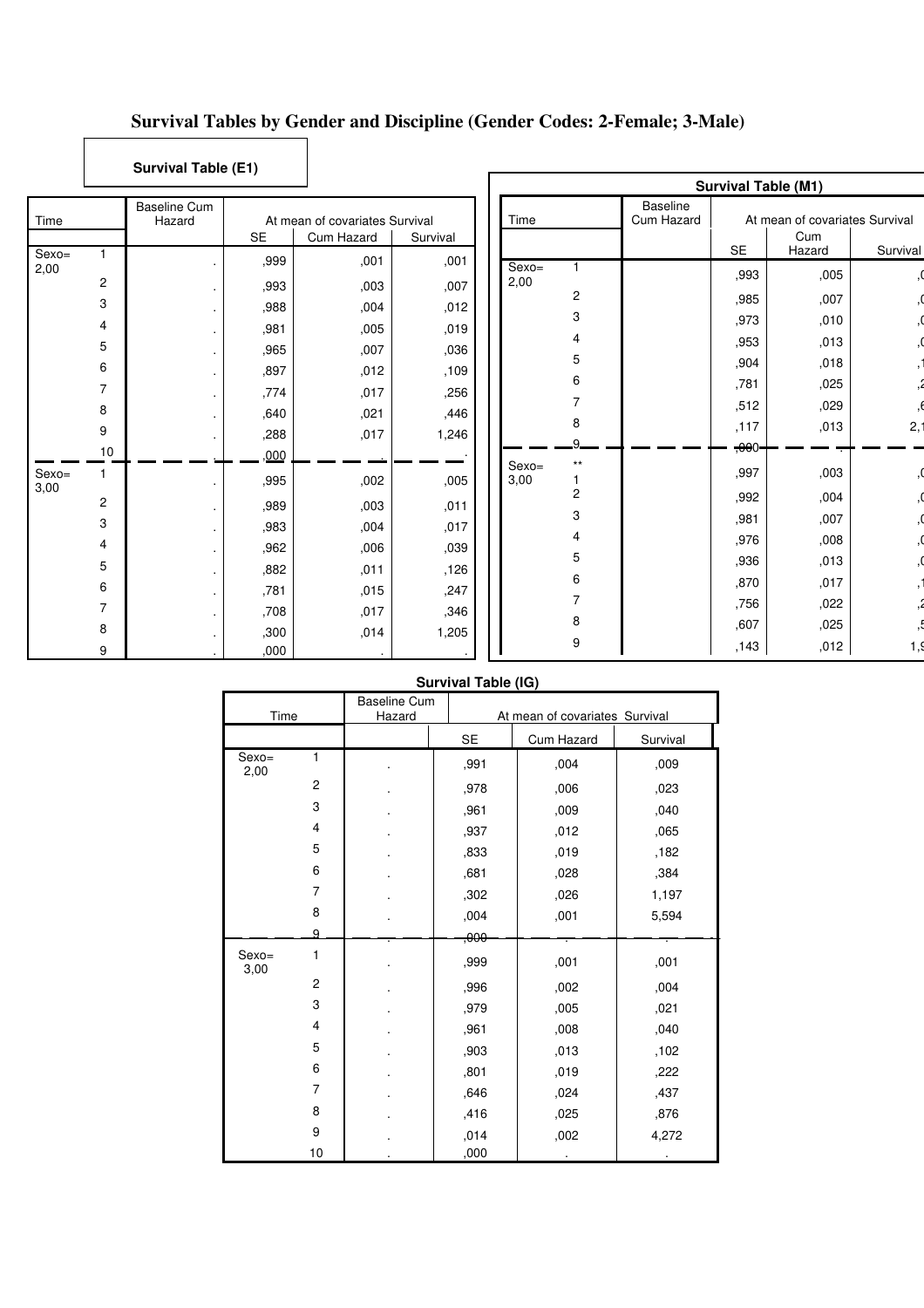## Survival Tables by Gender and Discipline (Gender Codes: 2-Female; 3-Male)

**Survival Table (E1)**

| Time | | Baseline Cum Hazard | At mean of covariates Survival | | |
|---|---|---|---|---|---|
| | | | SE | Cum Hazard | Survival |
| Sexo= 2,00 | 1 | . | ,999 | ,001 | ,001 |
| | 2 | . | ,993 | ,003 | ,007 |
| | 3 | . | ,988 | ,004 | ,012 |
| | 4 | . | ,981 | ,005 | ,019 |
| | 5 | . | ,965 | ,007 | ,036 |
| | 6 | . | ,897 | ,012 | ,109 |
| | 7 | . | ,774 | ,017 | ,256 |
| | 8 | . | ,640 | ,021 | ,446 |
| | 9 | . | ,288 | ,017 | 1,246 |
| | 10 | . | ,000 | . | . |
| Sexo= 3,00 | 1 | . | ,995 | ,002 | ,005 |
| | 2 | . | ,989 | ,003 | ,011 |
| | 3 | . | ,983 | ,004 | ,017 |
| | 4 | . | ,962 | ,006 | ,039 |
| | 5 | . | ,882 | ,011 | ,126 |
| | 6 | . | ,781 | ,015 | ,247 |
| | 7 | . | ,708 | ,017 | ,346 |
| | 8 | . | ,300 | ,014 | 1,205 |
| | 9 | . | ,000 | . | . |

**Survival Table (M1)**

| Time | | Baseline Cum Hazard | At mean of covariates Survival | | |
|---|---|---|---|---|---|
| | | | SE | Cum Hazard | Survival |
| Sexo= 2,00 | 1 | | ,993 | ,005 | ,( |
| | 2 | | ,985 | ,007 | ,( |
| | 3 | | ,973 | ,010 | ,( |
| | 4 | | ,953 | ,013 | ,( |
| | 5 | | ,904 | ,018 | ,1 |
| | 6 | | ,781 | ,025 | ,2 |
| | 7 | | ,512 | ,029 | ,6 |
| | 8 | | ,117 | ,013 | 2,1 |
| | 9 | | ,000 | . | |
| Sexo= 3,00 | ** 1 | | ,997 | ,003 | ,( |
| | 2 | | ,992 | ,004 | ,( |
| | 3 | | ,981 | ,007 | ,( |
| | 4 | | ,976 | ,008 | ,( |
| | 5 | | ,936 | ,013 | ,( |
| | 6 | | ,870 | ,017 | ,1 |
| | 7 | | ,756 | ,022 | ,2 |
| | 8 | | ,607 | ,025 | ,5 |
| | 9 | | ,143 | ,012 | 1,9 |

**Survival Table (IG)**

| Time | | Baseline Cum Hazard | At mean of covariates Survival | | |
|---|---|---|---|---|---|
| | | | SE | Cum Hazard | Survival |
| Sexo= 2,00 | 1 | . | ,991 | ,004 | ,009 |
| | 2 | . | ,978 | ,006 | ,023 |
| | 3 | . | ,961 | ,009 | ,040 |
| | 4 | . | ,937 | ,012 | ,065 |
| | 5 | . | ,833 | ,019 | ,182 |
| | 6 | . | ,681 | ,028 | ,384 |
| | 7 | . | ,302 | ,026 | 1,197 |
| | 8 | . | ,004 | ,001 | 5,594 |
| | 9 | . | ,000 | . | . |
| Sexo= 3,00 | 1 | . | ,999 | ,001 | ,001 |
| | 2 | . | ,996 | ,002 | ,004 |
| | 3 | . | ,979 | ,005 | ,021 |
| | 4 | . | ,961 | ,008 | ,040 |
| | 5 | . | ,903 | ,013 | ,102 |
| | 6 | . | ,801 | ,019 | ,222 |
| | 7 | . | ,646 | ,024 | ,437 |
| | 8 | . | ,416 | ,025 | ,876 |
| | 9 | . | ,014 | ,002 | 4,272 |
| | 10 | . | ,000 | . | . |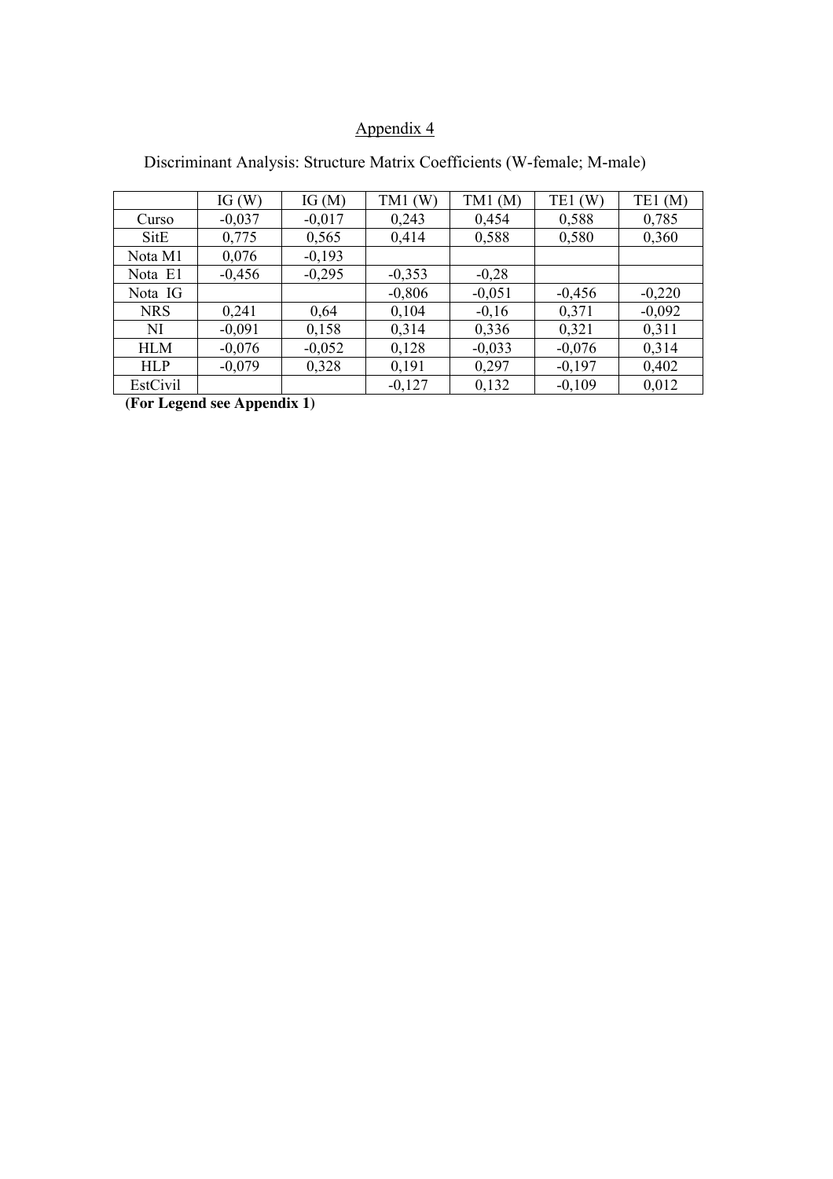Appendix 4

Discriminant Analysis: Structure Matrix Coefficients (W-female; M-male)

| | IG (W) | IG (M) | TM1 (W) | TM1 (M) | TE1 (W) | TE1 (M) |
|---|---|---|---|---|---|---|
| Curso | -0,037 | -0,017 | 0,243 | 0,454 | 0,588 | 0,785 |
| SitE | 0,775 | 0,565 | 0,414 | 0,588 | 0,580 | 0,360 |
| Nota M1 | 0,076 | -0,193 | | | | |
| Nota E1 | -0,456 | -0,295 | -0,353 | -0,28 | | |
| Nota IG | | | -0,806 | -0,051 | -0,456 | -0,220 |
| NRS | 0,241 | 0,64 | 0,104 | -0,16 | 0,371 | -0,092 |
| NI | -0,091 | 0,158 | 0,314 | 0,336 | 0,321 | 0,311 |
| HLM | -0,076 | -0,052 | 0,128 | -0,033 | -0,076 | 0,314 |
| HLP | -0,079 | 0,328 | 0,191 | 0,297 | -0,197 | 0,402 |
| EstCivil | | | -0,127 | 0,132 | -0,109 | 0,012 |

**(For Legend see Appendix 1)**